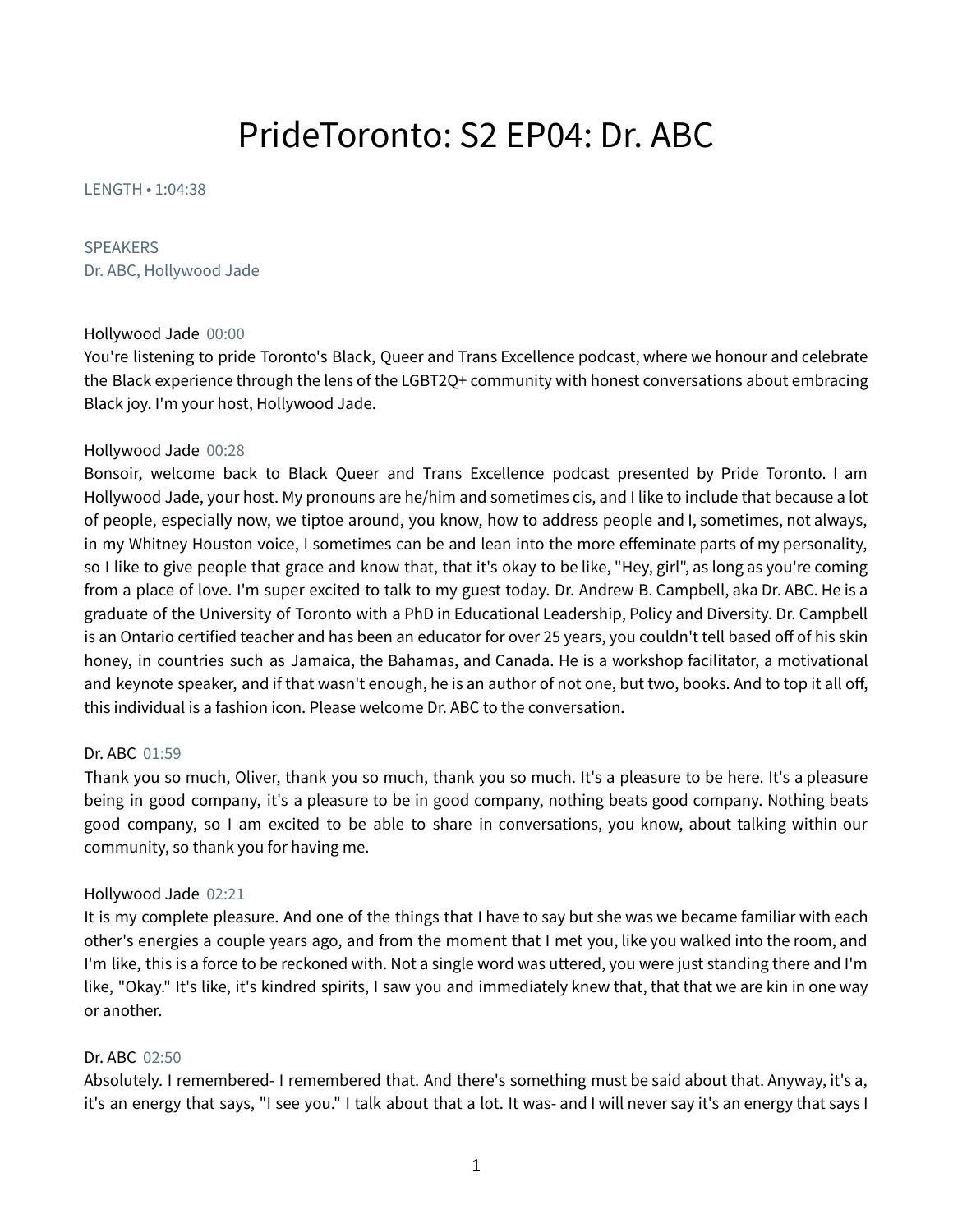# PrideToronto: S2 EP04: Dr. ABC

LENGTH • 1:04:38

SPEAKERS
Dr. ABC, Hollywood Jade

Hollywood Jade 00:00
You're listening to pride Toronto's Black, Queer and Trans Excellence podcast, where we honour and celebrate the Black experience through the lens of the LGBT2Q+ community with honest conversations about embracing Black joy. I'm your host, Hollywood Jade.

Hollywood Jade 00:28
Bonsoir, welcome back to Black Queer and Trans Excellence podcast presented by Pride Toronto. I am Hollywood Jade, your host. My pronouns are he/him and sometimes cis, and I like to include that because a lot of people, especially now, we tiptoe around, you know, how to address people and I, sometimes, not always, in my Whitney Houston voice, I sometimes can be and lean into the more effeminate parts of my personality, so I like to give people that grace and know that, that it's okay to be like, "Hey, girl", as long as you're coming from a place of love. I'm super excited to talk to my guest today. Dr. Andrew B. Campbell, aka Dr. ABC. He is a graduate of the University of Toronto with a PhD in Educational Leadership, Policy and Diversity. Dr. Campbell is an Ontario certified teacher and has been an educator for over 25 years, you couldn't tell based off of his skin honey, in countries such as Jamaica, the Bahamas, and Canada. He is a workshop facilitator, a motivational and keynote speaker, and if that wasn't enough, he is an author of not one, but two, books. And to top it all off, this individual is a fashion icon. Please welcome Dr. ABC to the conversation.

Dr. ABC 01:59
Thank you so much, Oliver, thank you so much, thank you so much. It's a pleasure to be here. It's a pleasure being in good company, it's a pleasure to be in good company, nothing beats good company. Nothing beats good company, so I am excited to be able to share in conversations, you know, about talking within our community, so thank you for having me.

Hollywood Jade 02:21
It is my complete pleasure. And one of the things that I have to say but she was we became familiar with each other's energies a couple years ago, and from the moment that I met you, like you walked into the room, and I'm like, this is a force to be reckoned with. Not a single word was uttered, you were just standing there and I'm like, "Okay." It's like, it's kindred spirits, I saw you and immediately knew that, that that we are kin in one way or another.

Dr. ABC 02:50
Absolutely. I remembered- I remembered that. And there's something must be said about that. Anyway, it's a, it's an energy that says, "I see you." I talk about that a lot. It was- and I will never say it's an energy that says I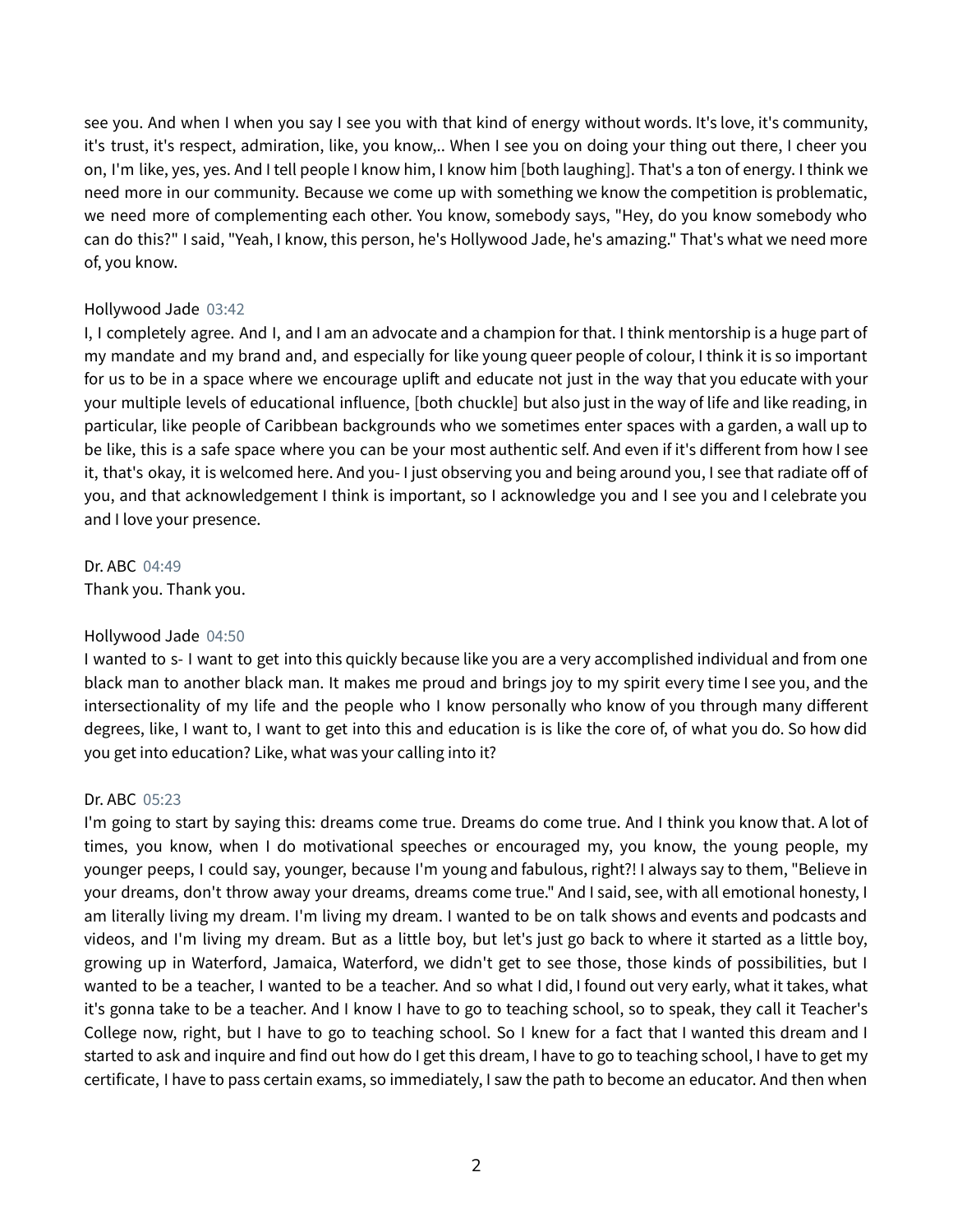see you. And when I when you say I see you with that kind of energy without words. It's love, it's community, it's trust, it's respect, admiration, like, you know,.. When I see you on doing your thing out there, I cheer you on, I'm like, yes, yes. And I tell people I know him, I know him [both laughing]. That's a ton of energy. I think we need more in our community. Because we come up with something we know the competition is problematic, we need more of complementing each other. You know, somebody says, "Hey, do you know somebody who can do this?" I said, "Yeah, I know, this person, he's Hollywood Jade, he's amazing." That's what we need more of, you know.

Hollywood Jade 03:42
I, I completely agree. And I, and I am an advocate and a champion for that. I think mentorship is a huge part of my mandate and my brand and, and especially for like young queer people of colour, I think it is so important for us to be in a space where we encourage uplift and educate not just in the way that you educate with your your multiple levels of educational influence, [both chuckle] but also just in the way of life and like reading, in particular, like people of Caribbean backgrounds who we sometimes enter spaces with a garden, a wall up to be like, this is a safe space where you can be your most authentic self. And even if it's different from how I see it, that's okay, it is welcomed here. And you- I just observing you and being around you, I see that radiate off of you, and that acknowledgement I think is important, so I acknowledge you and I see you and I celebrate you and I love your presence.

Dr. ABC 04:49
Thank you. Thank you.

Hollywood Jade 04:50
I wanted to s- I want to get into this quickly because like you are a very accomplished individual and from one black man to another black man. It makes me proud and brings joy to my spirit every time I see you, and the intersectionality of my life and the people who I know personally who know of you through many different degrees, like, I want to, I want to get into this and education is is like the core of, of what you do. So how did you get into education? Like, what was your calling into it?

Dr. ABC 05:23
I'm going to start by saying this: dreams come true. Dreams do come true. And I think you know that. A lot of times, you know, when I do motivational speeches or encouraged my, you know, the young people, my younger peeps, I could say, younger, because I'm young and fabulous, right?! I always say to them, "Believe in your dreams, don't throw away your dreams, dreams come true." And I said, see, with all emotional honesty, I am literally living my dream. I'm living my dream. I wanted to be on talk shows and events and podcasts and videos, and I'm living my dream. But as a little boy, but let's just go back to where it started as a little boy, growing up in Waterford, Jamaica, Waterford, we didn't get to see those, those kinds of possibilities, but I wanted to be a teacher, I wanted to be a teacher. And so what I did, I found out very early, what it takes, what it's gonna take to be a teacher. And I know I have to go to teaching school, so to speak, they call it Teacher's College now, right, but I have to go to teaching school. So I knew for a fact that I wanted this dream and I started to ask and inquire and find out how do I get this dream, I have to go to teaching school, I have to get my certificate, I have to pass certain exams, so immediately, I saw the path to become an educator. And then when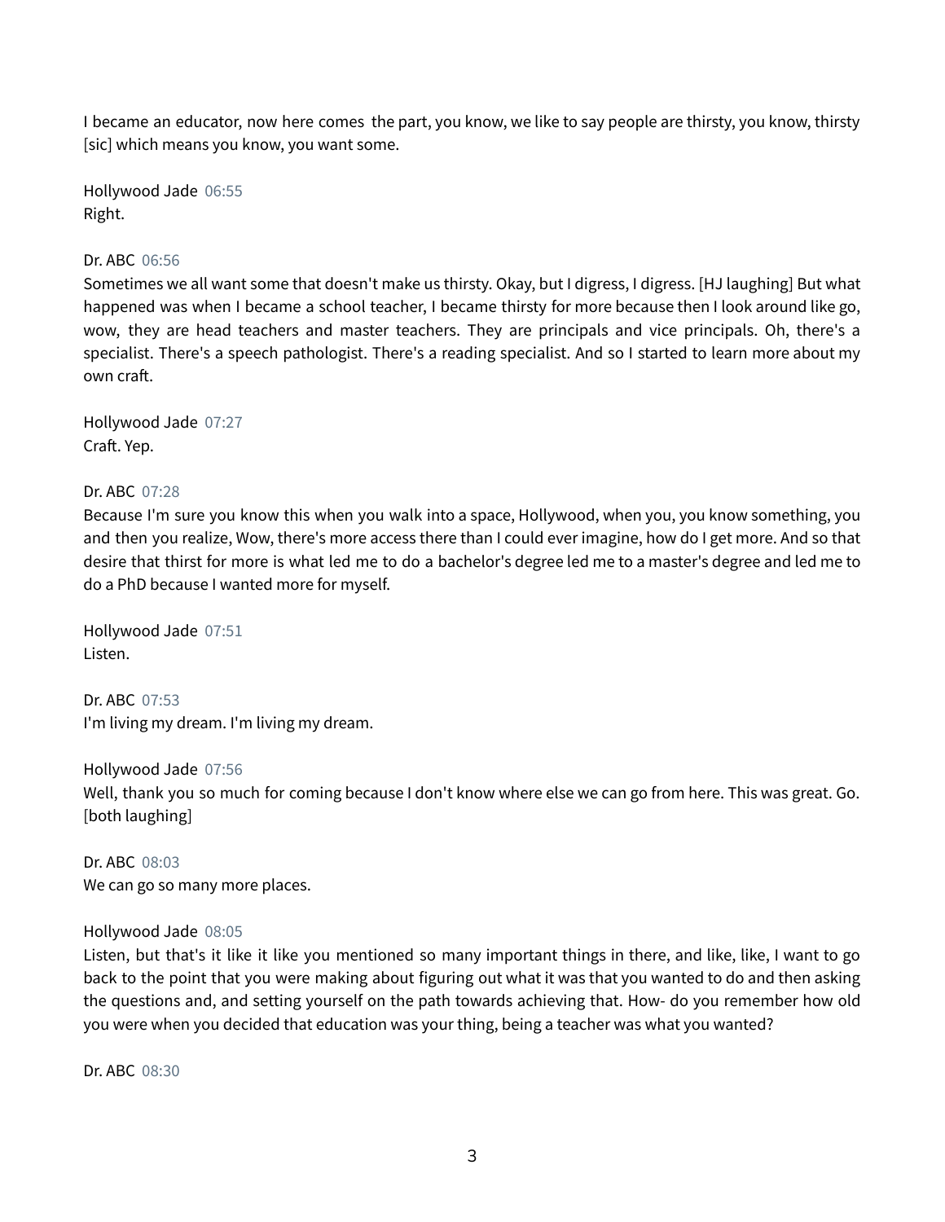I became an educator, now here comes the part, you know, we like to say people are thirsty, you know, thirsty [sic] which means you know, you want some.

Hollywood Jade 06:55
Right.

Dr. ABC 06:56
Sometimes we all want some that doesn't make us thirsty. Okay, but I digress, I digress. [HJ laughing] But what happened was when I became a school teacher, I became thirsty for more because then I look around like go, wow, they are head teachers and master teachers. They are principals and vice principals. Oh, there's a specialist. There's a speech pathologist. There's a reading specialist. And so I started to learn more about my own craft.

Hollywood Jade 07:27
Craft. Yep.

Dr. ABC 07:28
Because I'm sure you know this when you walk into a space, Hollywood, when you, you know something, you and then you realize, Wow, there's more access there than I could ever imagine, how do I get more. And so that desire that thirst for more is what led me to do a bachelor's degree led me to a master's degree and led me to do a PhD because I wanted more for myself.

Hollywood Jade 07:51
Listen.

Dr. ABC 07:53
I'm living my dream. I'm living my dream.

Hollywood Jade 07:56
Well, thank you so much for coming because I don't know where else we can go from here. This was great. Go. [both laughing]

Dr. ABC 08:03
We can go so many more places.

Hollywood Jade 08:05
Listen, but that's it like it like you mentioned so many important things in there, and like, like, I want to go back to the point that you were making about figuring out what it was that you wanted to do and then asking the questions and, and setting yourself on the path towards achieving that. How- do you remember how old you were when you decided that education was your thing, being a teacher was what you wanted?

Dr. ABC 08:30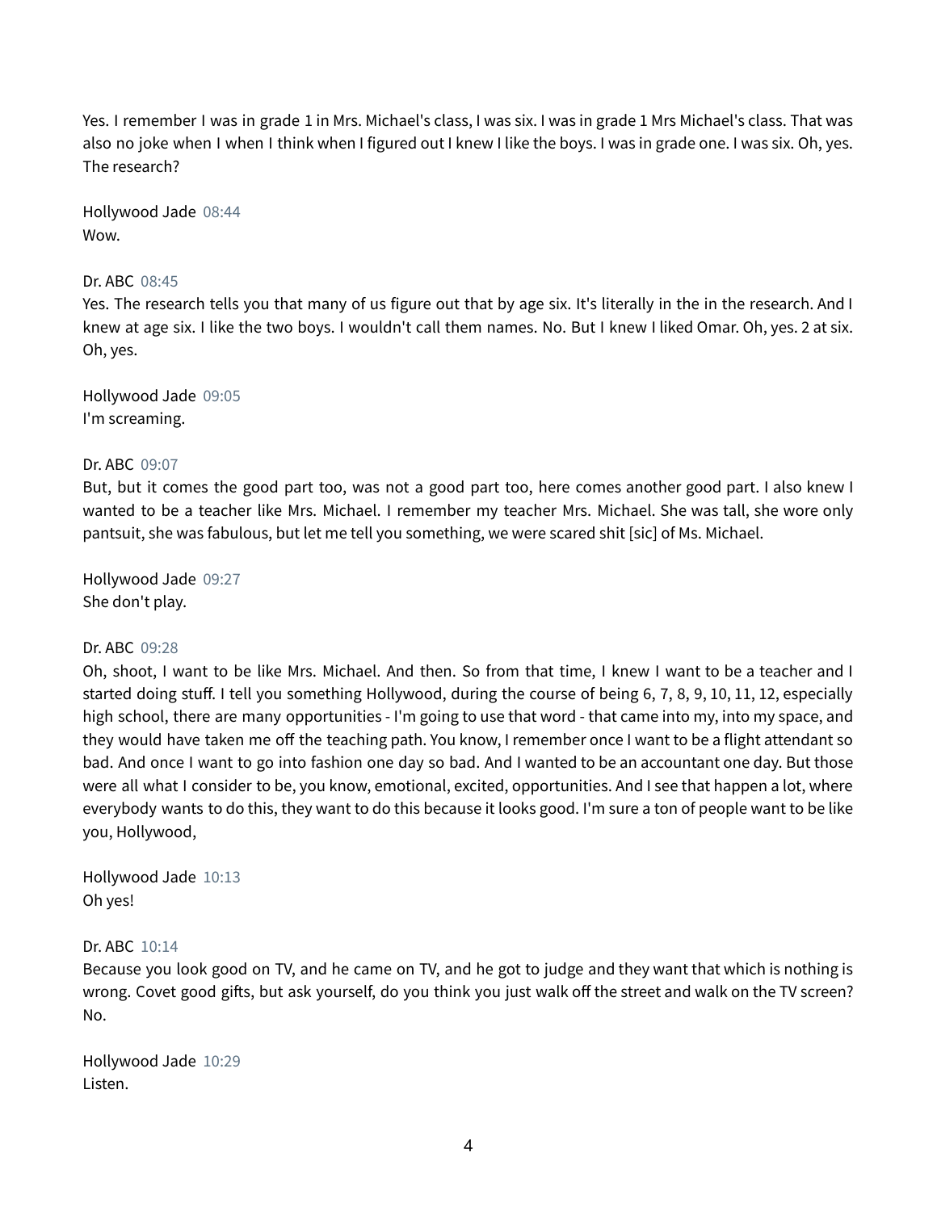Yes. I remember I was in grade 1 in Mrs. Michael's class, I was six. I was in grade 1 Mrs Michael's class. That was also no joke when I when I think when I figured out I knew I like the boys. I was in grade one. I was six. Oh, yes. The research?

Hollywood Jade 08:44
Wow.

Dr. ABC 08:45
Yes. The research tells you that many of us figure out that by age six. It's literally in the in the research. And I knew at age six. I like the two boys. I wouldn't call them names. No. But I knew I liked Omar. Oh, yes. 2 at six. Oh, yes.

Hollywood Jade 09:05
I'm screaming.

Dr. ABC 09:07
But, but it comes the good part too, was not a good part too, here comes another good part. I also knew I wanted to be a teacher like Mrs. Michael. I remember my teacher Mrs. Michael. She was tall, she wore only pantsuit, she was fabulous, but let me tell you something, we were scared shit [sic] of Ms. Michael.

Hollywood Jade 09:27
She don't play.

Dr. ABC 09:28
Oh, shoot, I want to be like Mrs. Michael. And then. So from that time, I knew I want to be a teacher and I started doing stuff. I tell you something Hollywood, during the course of being 6, 7, 8, 9, 10, 11, 12, especially high school, there are many opportunities - I'm going to use that word - that came into my, into my space, and they would have taken me off the teaching path. You know, I remember once I want to be a flight attendant so bad. And once I want to go into fashion one day so bad. And I wanted to be an accountant one day. But those were all what I consider to be, you know, emotional, excited, opportunities. And I see that happen a lot, where everybody wants to do this, they want to do this because it looks good. I'm sure a ton of people want to be like you, Hollywood,

Hollywood Jade 10:13
Oh yes!

Dr. ABC 10:14
Because you look good on TV, and he came on TV, and he got to judge and they want that which is nothing is wrong. Covet good gifts, but ask yourself, do you think you just walk off the street and walk on the TV screen? No.

Hollywood Jade 10:29
Listen.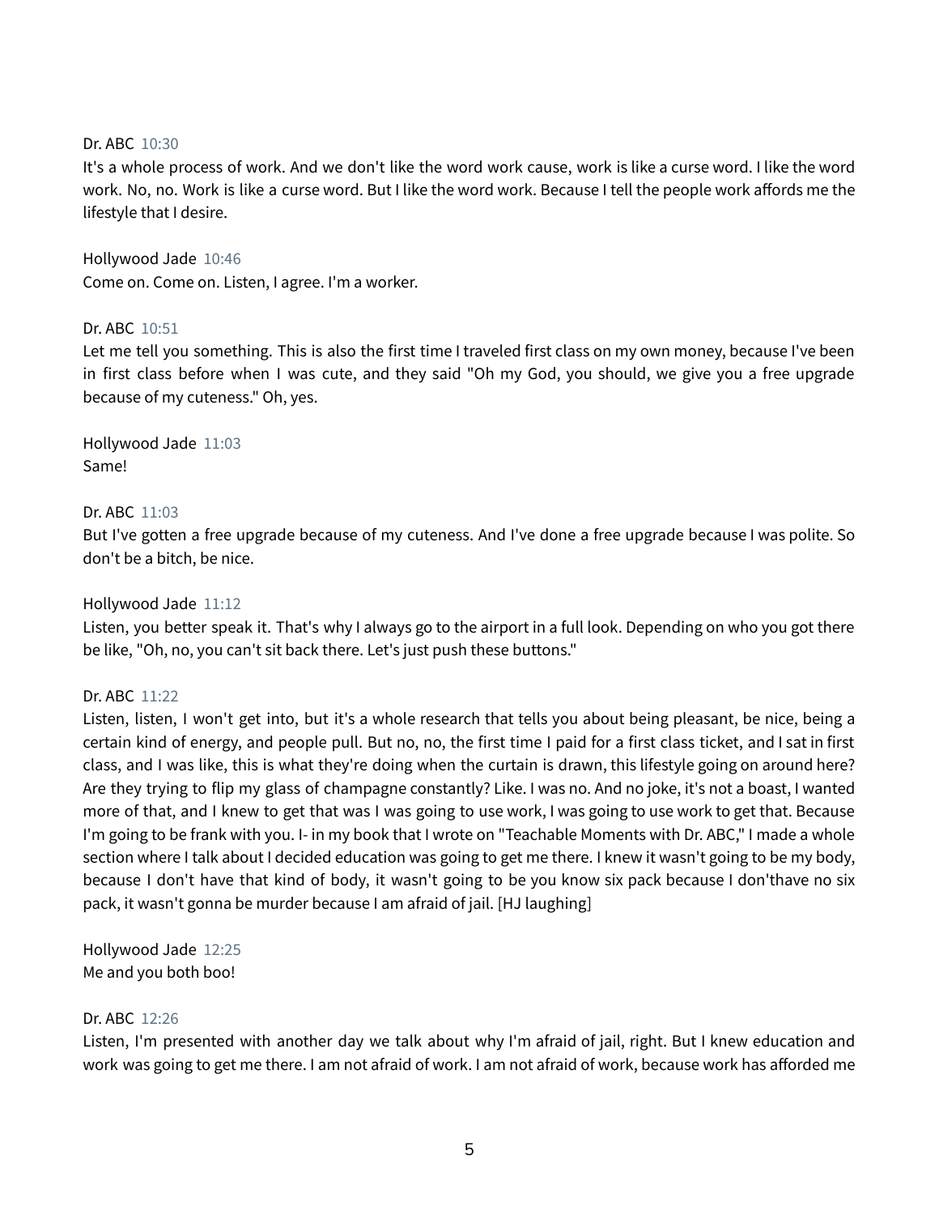Dr. ABC 10:30
It's a whole process of work. And we don't like the word work cause, work is like a curse word. I like the word work. No, no. Work is like a curse word. But I like the word work. Because I tell the people work affords me the lifestyle that I desire.

Hollywood Jade 10:46
Come on. Come on. Listen, I agree. I'm a worker.

Dr. ABC 10:51
Let me tell you something. This is also the first time I traveled first class on my own money, because I've been in first class before when I was cute, and they said "Oh my God, you should, we give you a free upgrade because of my cuteness." Oh, yes.

Hollywood Jade 11:03
Same!

Dr. ABC 11:03
But I've gotten a free upgrade because of my cuteness. And I've done a free upgrade because I was polite. So don't be a bitch, be nice.

Hollywood Jade 11:12
Listen, you better speak it. That's why I always go to the airport in a full look. Depending on who you got there be like, "Oh, no, you can't sit back there. Let's just push these buttons."

Dr. ABC 11:22
Listen, listen, I won't get into, but it's a whole research that tells you about being pleasant, be nice, being a certain kind of energy, and people pull. But no, no, the first time I paid for a first class ticket, and I sat in first class, and I was like, this is what they're doing when the curtain is drawn, this lifestyle going on around here? Are they trying to flip my glass of champagne constantly? Like. I was no. And no joke, it's not a boast, I wanted more of that, and I knew to get that was I was going to use work, I was going to use work to get that. Because I'm going to be frank with you. I- in my book that I wrote on "Teachable Moments with Dr. ABC," I made a whole section where I talk about I decided education was going to get me there. I knew it wasn't going to be my body, because I don't have that kind of body, it wasn't going to be you know six pack because I don'thave no six pack, it wasn't gonna be murder because I am afraid of jail. [HJ laughing]

Hollywood Jade 12:25
Me and you both boo!

Dr. ABC 12:26
Listen, I'm presented with another day we talk about why I'm afraid of jail, right. But I knew education and work was going to get me there. I am not afraid of work. I am not afraid of work, because work has afforded me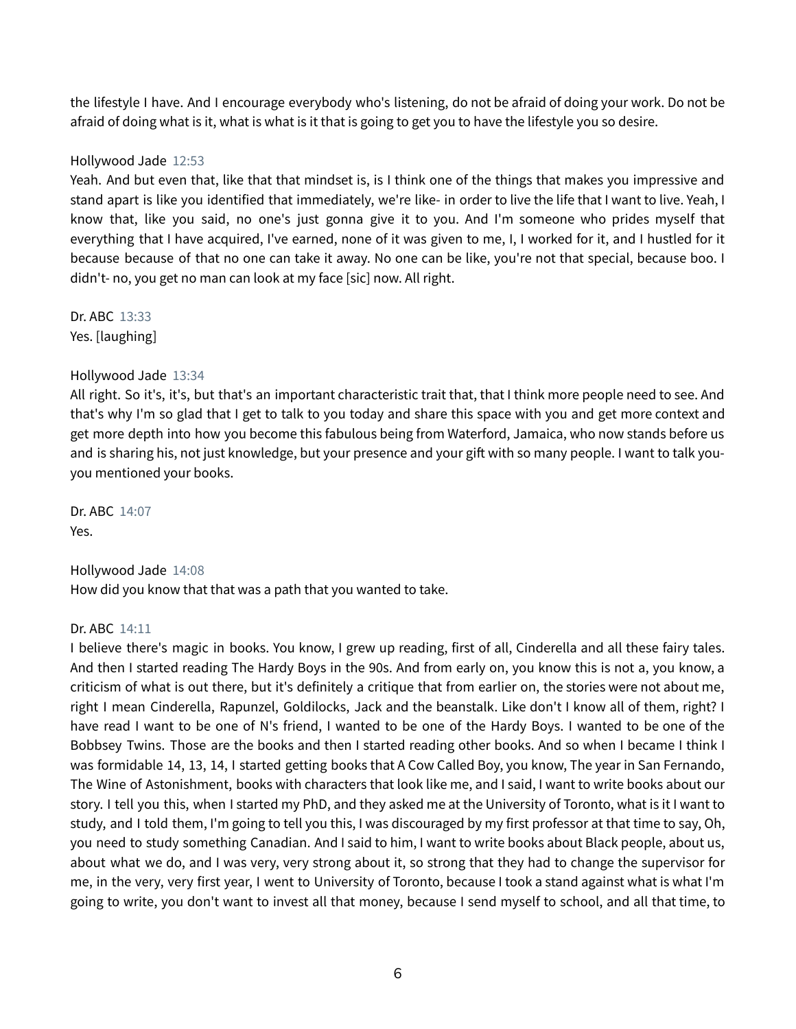the lifestyle I have. And I encourage everybody who's listening, do not be afraid of doing your work. Do not be afraid of doing what is it, what is what is it that is going to get you to have the lifestyle you so desire.

Hollywood Jade 12:53
Yeah. And but even that, like that that mindset is, is I think one of the things that makes you impressive and stand apart is like you identified that immediately, we're like- in order to live the life that I want to live. Yeah, I know that, like you said, no one's just gonna give it to you. And I'm someone who prides myself that everything that I have acquired, I've earned, none of it was given to me, I, I worked for it, and I hustled for it because because of that no one can take it away. No one can be like, you're not that special, because boo. I didn't- no, you get no man can look at my face [sic] now. All right.

Dr. ABC 13:33
Yes. [laughing]

Hollywood Jade 13:34
All right. So it's, it's, but that's an important characteristic trait that, that I think more people need to see. And that's why I'm so glad that I get to talk to you today and share this space with you and get more context and get more depth into how you become this fabulous being from Waterford, Jamaica, who now stands before us and is sharing his, not just knowledge, but your presence and your gift with so many people. I want to talk you- you mentioned your books.

Dr. ABC 14:07
Yes.

Hollywood Jade 14:08
How did you know that that was a path that you wanted to take.

Dr. ABC 14:11
I believe there's magic in books. You know, I grew up reading, first of all, Cinderella and all these fairy tales. And then I started reading The Hardy Boys in the 90s. And from early on, you know this is not a, you know, a criticism of what is out there, but it's definitely a critique that from earlier on, the stories were not about me, right I mean Cinderella, Rapunzel, Goldilocks, Jack and the beanstalk. Like don't I know all of them, right? I have read I want to be one of N's friend, I wanted to be one of the Hardy Boys. I wanted to be one of the Bobbsey Twins. Those are the books and then I started reading other books. And so when I became I think I was formidable 14, 13, 14, I started getting books that A Cow Called Boy, you know, The year in San Fernando, The Wine of Astonishment, books with characters that look like me, and I said, I want to write books about our story. I tell you this, when I started my PhD, and they asked me at the University of Toronto, what is it I want to study, and I told them, I'm going to tell you this, I was discouraged by my first professor at that time to say, Oh, you need to study something Canadian. And I said to him, I want to write books about Black people, about us, about what we do, and I was very, very strong about it, so strong that they had to change the supervisor for me, in the very, very first year, I went to University of Toronto, because I took a stand against what is what I'm going to write, you don't want to invest all that money, because I send myself to school, and all that time, to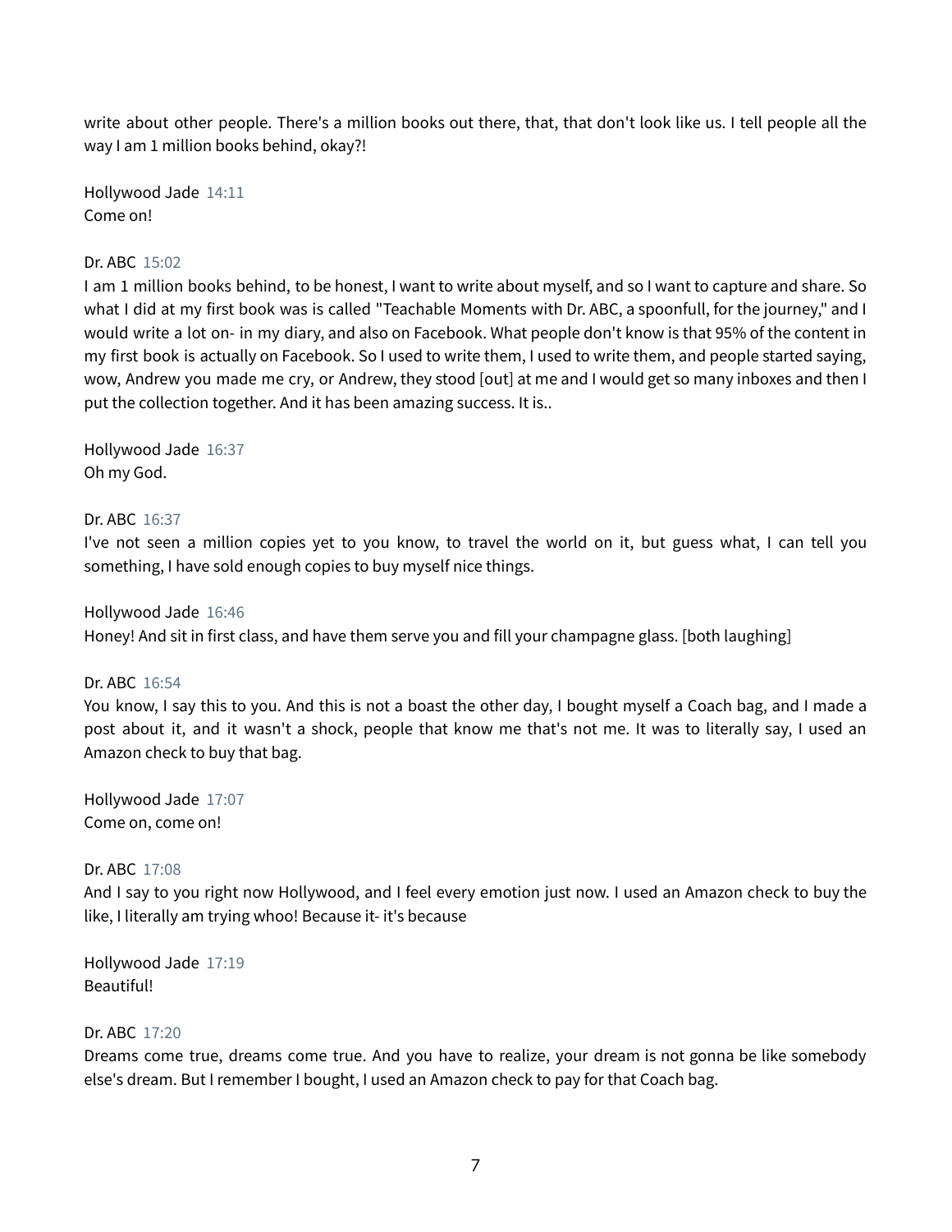write about other people. There's a million books out there, that, that don't look like us. I tell people all the way I am 1 million books behind, okay?!

Hollywood Jade 14:11
Come on!

Dr. ABC 15:02
I am 1 million books behind, to be honest, I want to write about myself, and so I want to capture and share. So what I did at my first book was is called "Teachable Moments with Dr. ABC, a spoonfull, for the journey," and I would write a lot on- in my diary, and also on Facebook. What people don't know is that 95% of the content in my first book is actually on Facebook. So I used to write them, I used to write them, and people started saying, wow, Andrew you made me cry, or Andrew, they stood [out] at me and I would get so many inboxes and then I put the collection together. And it has been amazing success. It is..

Hollywood Jade 16:37
Oh my God.

Dr. ABC 16:37
I've not seen a million copies yet to you know, to travel the world on it, but guess what, I can tell you something, I have sold enough copies to buy myself nice things.

Hollywood Jade 16:46
Honey! And sit in first class, and have them serve you and fill your champagne glass. [both laughing]

Dr. ABC 16:54
You know, I say this to you. And this is not a boast the other day, I bought myself a Coach bag, and I made a post about it, and it wasn't a shock, people that know me that's not me. It was to literally say, I used an Amazon check to buy that bag.

Hollywood Jade 17:07
Come on, come on!

Dr. ABC 17:08
And I say to you right now Hollywood, and I feel every emotion just now. I used an Amazon check to buy the like, I literally am trying whoo! Because it- it's because

Hollywood Jade 17:19
Beautiful!

Dr. ABC 17:20
Dreams come true, dreams come true. And you have to realize, your dream is not gonna be like somebody else's dream. But I remember I bought, I used an Amazon check to pay for that Coach bag.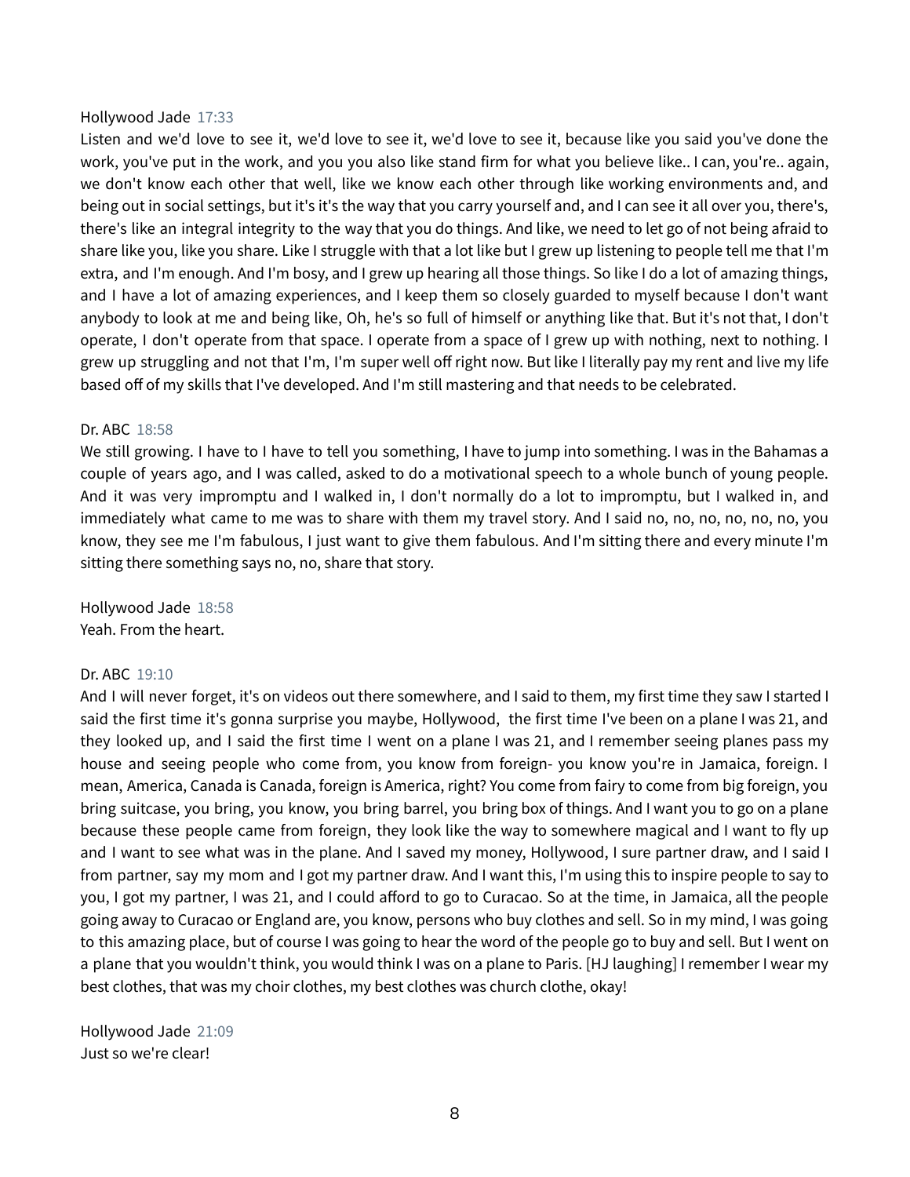Hollywood Jade 17:33

Listen and we'd love to see it, we'd love to see it, we'd love to see it, because like you said you've done the work, you've put in the work, and you you also like stand firm for what you believe like.. I can, you're.. again, we don't know each other that well, like we know each other through like working environments and, and being out in social settings, but it's it's the way that you carry yourself and, and I can see it all over you, there's, there's like an integral integrity to the way that you do things. And like, we need to let go of not being afraid to share like you, like you share. Like I struggle with that a lot like but I grew up listening to people tell me that I'm extra, and I'm enough. And I'm bosy, and I grew up hearing all those things. So like I do a lot of amazing things, and I have a lot of amazing experiences, and I keep them so closely guarded to myself because I don't want anybody to look at me and being like, Oh, he's so full of himself or anything like that. But it's not that, I don't operate, I don't operate from that space. I operate from a space of I grew up with nothing, next to nothing. I grew up struggling and not that I'm, I'm super well off right now. But like I literally pay my rent and live my life based off of my skills that I've developed. And I'm still mastering and that needs to be celebrated.

Dr. ABC 18:58

We still growing. I have to I have to tell you something, I have to jump into something. I was in the Bahamas a couple of years ago, and I was called, asked to do a motivational speech to a whole bunch of young people. And it was very impromptu and I walked in, I don't normally do a lot to impromptu, but I walked in, and immediately what came to me was to share with them my travel story. And I said no, no, no, no, no, no, you know, they see me I'm fabulous, I just want to give them fabulous. And I'm sitting there and every minute I'm sitting there something says no, no, share that story.

Hollywood Jade 18:58

Yeah. From the heart.

Dr. ABC 19:10

And I will never forget, it's on videos out there somewhere, and I said to them, my first time they saw I started I said the first time it's gonna surprise you maybe, Hollywood, the first time I've been on a plane I was 21, and they looked up, and I said the first time I went on a plane I was 21, and I remember seeing planes pass my house and seeing people who come from, you know from foreign- you know you're in Jamaica, foreign. I mean, America, Canada is Canada, foreign is America, right? You come from fairy to come from big foreign, you bring suitcase, you bring, you know, you bring barrel, you bring box of things. And I want you to go on a plane because these people came from foreign, they look like the way to somewhere magical and I want to fly up and I want to see what was in the plane. And I saved my money, Hollywood, I sure partner draw, and I said I from partner, say my mom and I got my partner draw. And I want this, I'm using this to inspire people to say to you, I got my partner, I was 21, and I could afford to go to Curacao. So at the time, in Jamaica, all the people going away to Curacao or England are, you know, persons who buy clothes and sell. So in my mind, I was going to this amazing place, but of course I was going to hear the word of the people go to buy and sell. But I went on a plane that you wouldn't think, you would think I was on a plane to Paris. [HJ laughing] I remember I wear my best clothes, that was my choir clothes, my best clothes was church clothe, okay!

Hollywood Jade 21:09

Just so we're clear!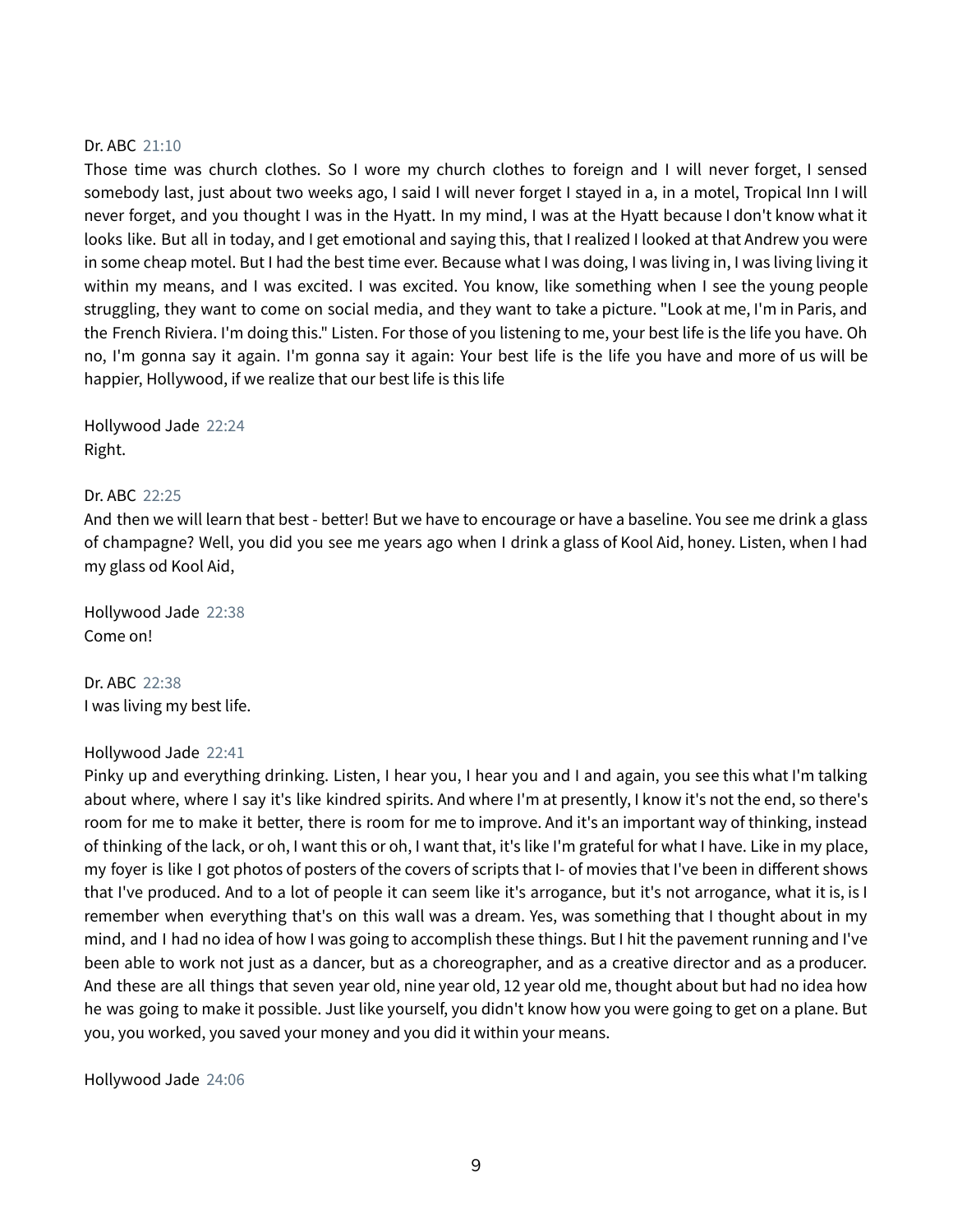Dr. ABC 21:10
Those time was church clothes. So I wore my church clothes to foreign and I will never forget, I sensed somebody last, just about two weeks ago, I said I will never forget I stayed in a, in a motel, Tropical Inn I will never forget, and you thought I was in the Hyatt. In my mind, I was at the Hyatt because I don't know what it looks like. But all in today, and I get emotional and saying this, that I realized I looked at that Andrew you were in some cheap motel. But I had the best time ever. Because what I was doing, I was living in, I was living living it within my means, and I was excited. I was excited. You know, like something when I see the young people struggling, they want to come on social media, and they want to take a picture. "Look at me, I'm in Paris, and the French Riviera. I'm doing this." Listen. For those of you listening to me, your best life is the life you have. Oh no, I'm gonna say it again. I'm gonna say it again: Your best life is the life you have and more of us will be happier, Hollywood, if we realize that our best life is this life

Hollywood Jade 22:24
Right.

Dr. ABC 22:25
And then we will learn that best - better! But we have to encourage or have a baseline. You see me drink a glass of champagne? Well, you did you see me years ago when I drink a glass of Kool Aid, honey. Listen, when I had my glass od Kool Aid,

Hollywood Jade 22:38
Come on!

Dr. ABC 22:38
I was living my best life.

Hollywood Jade 22:41
Pinky up and everything drinking. Listen, I hear you, I hear you and I and again, you see this what I'm talking about where, where I say it's like kindred spirits. And where I'm at presently, I know it's not the end, so there's room for me to make it better, there is room for me to improve. And it's an important way of thinking, instead of thinking of the lack, or oh, I want this or oh, I want that, it's like I'm grateful for what I have. Like in my place, my foyer is like I got photos of posters of the covers of scripts that I- of movies that I've been in different shows that I've produced. And to a lot of people it can seem like it's arrogance, but it's not arrogance, what it is, is I remember when everything that's on this wall was a dream. Yes, was something that I thought about in my mind, and I had no idea of how I was going to accomplish these things. But I hit the pavement running and I've been able to work not just as a dancer, but as a choreographer, and as a creative director and as a producer. And these are all things that seven year old, nine year old, 12 year old me, thought about but had no idea how he was going to make it possible. Just like yourself, you didn't know how you were going to get on a plane. But you, you worked, you saved your money and you did it within your means.

Hollywood Jade 24:06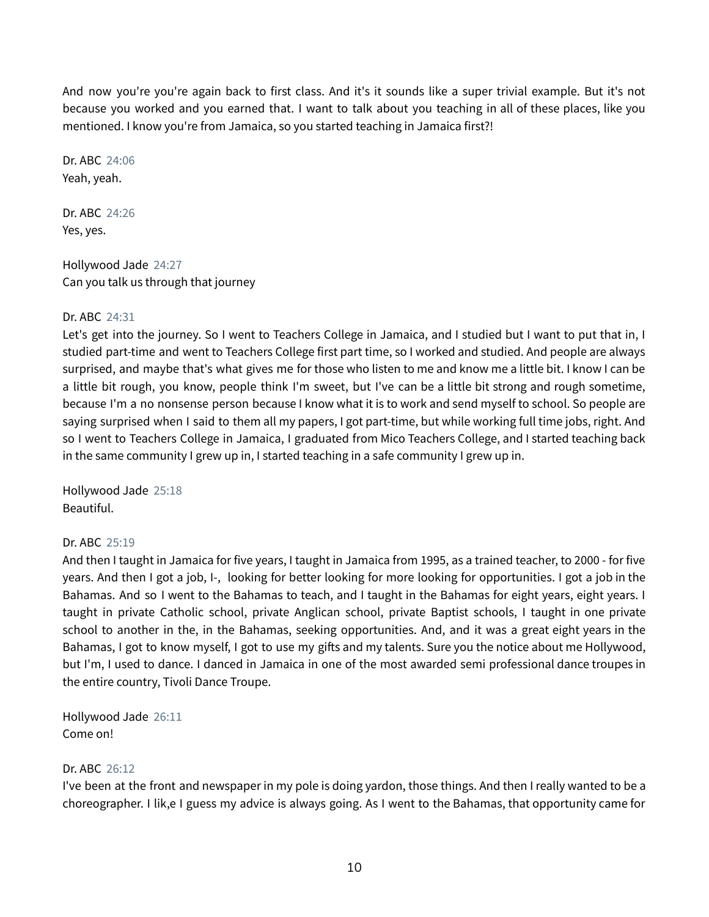And now you're you're again back to first class. And it's it sounds like a super trivial example. But it's not because you worked and you earned that. I want to talk about you teaching in all of these places, like you mentioned. I know you're from Jamaica, so you started teaching in Jamaica first?!

Dr. ABC 24:06
Yeah, yeah.

Dr. ABC 24:26
Yes, yes.

Hollywood Jade 24:27
Can you talk us through that journey

Dr. ABC 24:31
Let's get into the journey. So I went to Teachers College in Jamaica, and I studied but I want to put that in, I studied part-time and went to Teachers College first part time, so I worked and studied. And people are always surprised, and maybe that's what gives me for those who listen to me and know me a little bit. I know I can be a little bit rough, you know, people think I'm sweet, but I've can be a little bit strong and rough sometime, because I'm a no nonsense person because I know what it is to work and send myself to school. So people are saying surprised when I said to them all my papers, I got part-time, but while working full time jobs, right. And so I went to Teachers College in Jamaica, I graduated from Mico Teachers College, and I started teaching back in the same community I grew up in, I started teaching in a safe community I grew up in.

Hollywood Jade 25:18
Beautiful.

Dr. ABC 25:19
And then I taught in Jamaica for five years, I taught in Jamaica from 1995, as a trained teacher, to 2000 - for five years. And then I got a job, I-, looking for better looking for more looking for opportunities. I got a job in the Bahamas. And so I went to the Bahamas to teach, and I taught in the Bahamas for eight years, eight years. I taught in private Catholic school, private Anglican school, private Baptist schools, I taught in one private school to another in the, in the Bahamas, seeking opportunities. And, and it was a great eight years in the Bahamas, I got to know myself, I got to use my gifts and my talents. Sure you the notice about me Hollywood, but I'm, I used to dance. I danced in Jamaica in one of the most awarded semi professional dance troupes in the entire country, Tivoli Dance Troupe.

Hollywood Jade 26:11
Come on!

Dr. ABC 26:12
I've been at the front and newspaper in my pole is doing yardon, those things. And then I really wanted to be a choreographer. I lik,e I guess my advice is always going. As I went to the Bahamas, that opportunity came for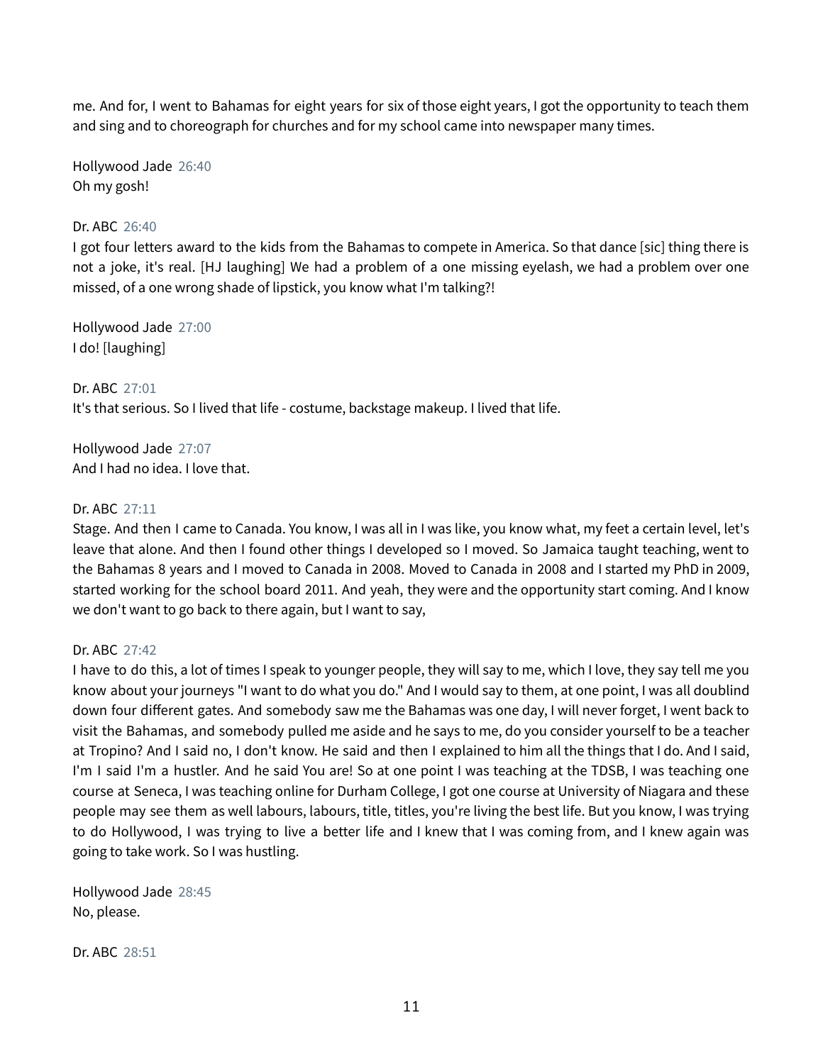me. And for, I went to Bahamas for eight years for six of those eight years, I got the opportunity to teach them and sing and to choreograph for churches and for my school came into newspaper many times.

Hollywood Jade 26:40
Oh my gosh!

Dr. ABC 26:40
I got four letters award to the kids from the Bahamas to compete in America. So that dance [sic] thing there is not a joke, it's real. [HJ laughing] We had a problem of a one missing eyelash, we had a problem over one missed, of a one wrong shade of lipstick, you know what I'm talking?!

Hollywood Jade 27:00
I do! [laughing]

Dr. ABC 27:01
It's that serious. So I lived that life - costume, backstage makeup. I lived that life.

Hollywood Jade 27:07
And I had no idea. I love that.

Dr. ABC 27:11
Stage. And then I came to Canada. You know, I was all in I was like, you know what, my feet a certain level, let's leave that alone. And then I found other things I developed so I moved. So Jamaica taught teaching, went to the Bahamas 8 years and I moved to Canada in 2008. Moved to Canada in 2008 and I started my PhD in 2009, started working for the school board 2011. And yeah, they were and the opportunity start coming. And I know we don't want to go back to there again, but I want to say,

Dr. ABC 27:42
I have to do this, a lot of times I speak to younger people, they will say to me, which I love, they say tell me you know about your journeys "I want to do what you do." And I would say to them, at one point, I was all doublind down four different gates. And somebody saw me the Bahamas was one day, I will never forget, I went back to visit the Bahamas, and somebody pulled me aside and he says to me, do you consider yourself to be a teacher at Tropino? And I said no, I don't know. He said and then I explained to him all the things that I do. And I said, I'm I said I'm a hustler. And he said You are! So at one point I was teaching at the TDSB, I was teaching one course at Seneca, I was teaching online for Durham College, I got one course at University of Niagara and these people may see them as well labours, labours, title, titles, you're living the best life. But you know, I was trying to do Hollywood, I was trying to live a better life and I knew that I was coming from, and I knew again was going to take work. So I was hustling.

Hollywood Jade 28:45
No, please.

Dr. ABC 28:51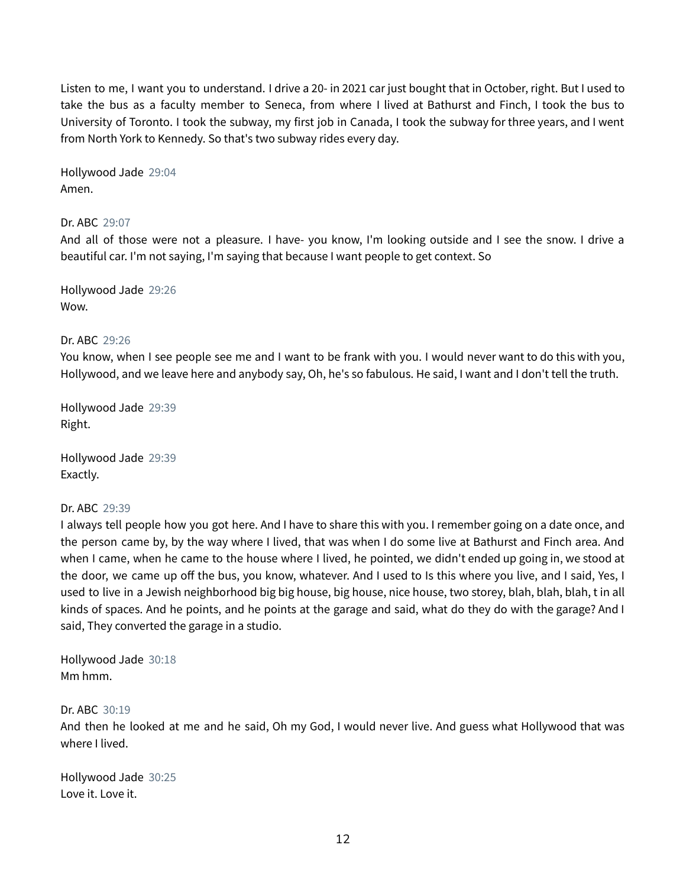Listen to me, I want you to understand. I drive a 20- in 2021 car just bought that in October, right. But I used to take the bus as a faculty member to Seneca, from where I lived at Bathurst and Finch, I took the bus to University of Toronto. I took the subway, my first job in Canada, I took the subway for three years, and I went from North York to Kennedy. So that's two subway rides every day.

Hollywood Jade 29:04
Amen.

Dr. ABC 29:07
And all of those were not a pleasure. I have- you know, I'm looking outside and I see the snow. I drive a beautiful car. I'm not saying, I'm saying that because I want people to get context. So

Hollywood Jade 29:26
Wow.

Dr. ABC 29:26
You know, when I see people see me and I want to be frank with you. I would never want to do this with you, Hollywood, and we leave here and anybody say, Oh, he's so fabulous. He said, I want and I don't tell the truth.

Hollywood Jade 29:39
Right.

Hollywood Jade 29:39
Exactly.

Dr. ABC 29:39
I always tell people how you got here. And I have to share this with you. I remember going on a date once, and the person came by, by the way where I lived, that was when I do some live at Bathurst and Finch area. And when I came, when he came to the house where I lived, he pointed, we didn't ended up going in, we stood at the door, we came up off the bus, you know, whatever. And I used to Is this where you live, and I said, Yes, I used to live in a Jewish neighborhood big big house, big house, nice house, two storey, blah, blah, blah, t in all kinds of spaces. And he points, and he points at the garage and said, what do they do with the garage? And I said, They converted the garage in a studio.

Hollywood Jade 30:18
Mm hmm.

Dr. ABC 30:19
And then he looked at me and he said, Oh my God, I would never live. And guess what Hollywood that was where I lived.

Hollywood Jade 30:25
Love it. Love it.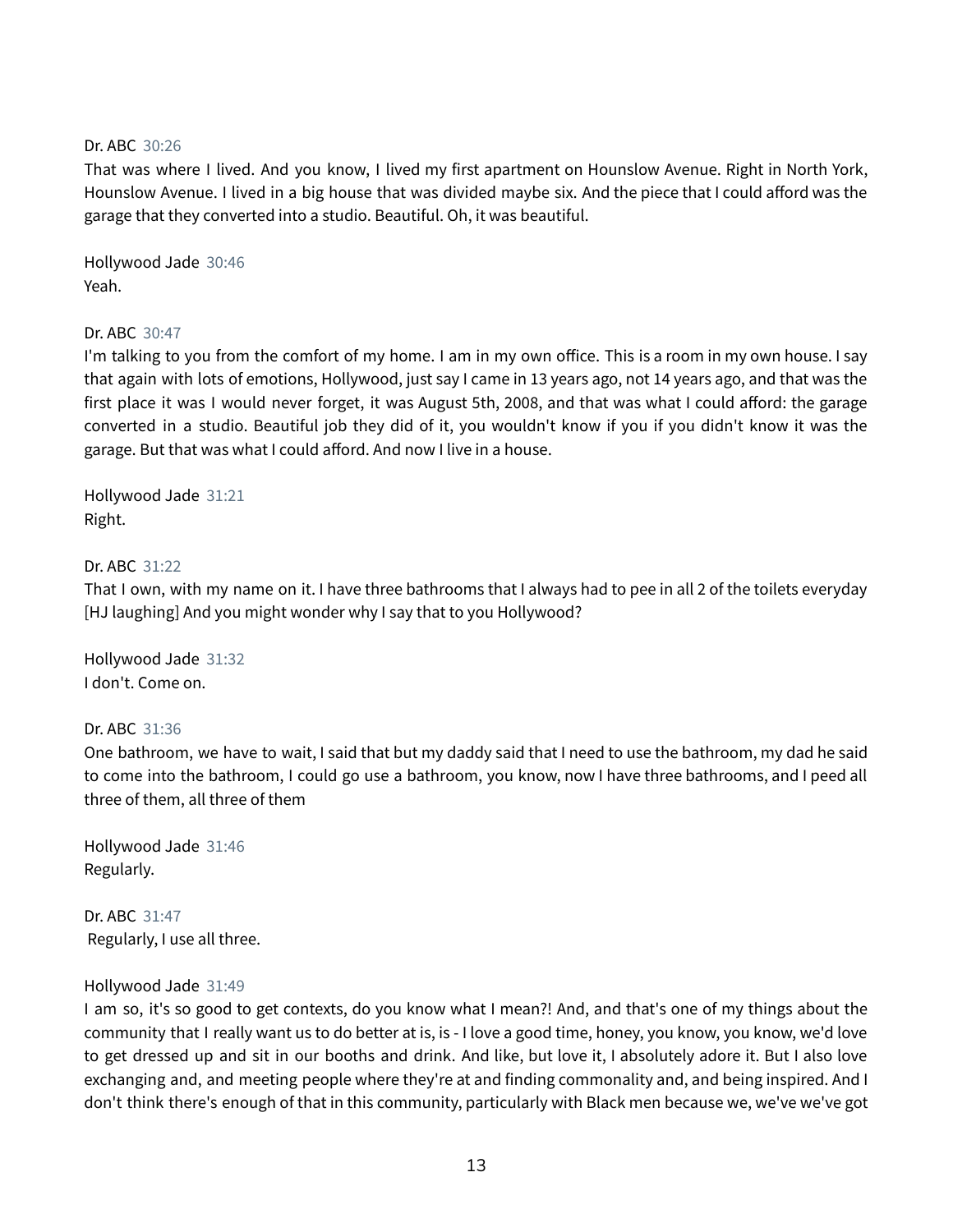Dr. ABC 30:26
That was where I lived. And you know, I lived my first apartment on Hounslow Avenue. Right in North York, Hounslow Avenue. I lived in a big house that was divided maybe six. And the piece that I could afford was the garage that they converted into a studio. Beautiful. Oh, it was beautiful.

Hollywood Jade 30:46
Yeah.

Dr. ABC 30:47
I'm talking to you from the comfort of my home. I am in my own office. This is a room in my own house. I say that again with lots of emotions, Hollywood, just say I came in 13 years ago, not 14 years ago, and that was the first place it was I would never forget, it was August 5th, 2008, and that was what I could afford: the garage converted in a studio. Beautiful job they did of it, you wouldn't know if you if you didn't know it was the garage. But that was what I could afford. And now I live in a house.

Hollywood Jade 31:21
Right.

Dr. ABC 31:22
That I own, with my name on it. I have three bathrooms that I always had to pee in all 2 of the toilets everyday [HJ laughing] And you might wonder why I say that to you Hollywood?

Hollywood Jade 31:32
I don't. Come on.

Dr. ABC 31:36
One bathroom, we have to wait, I said that but my daddy said that I need to use the bathroom, my dad he said to come into the bathroom, I could go use a bathroom, you know, now I have three bathrooms, and I peed all three of them, all three of them

Hollywood Jade 31:46
Regularly.

Dr. ABC 31:47
Regularly, I use all three.

Hollywood Jade 31:49
I am so, it's so good to get contexts, do you know what I mean?! And, and that's one of my things about the community that I really want us to do better at is, is - I love a good time, honey, you know, you know, we'd love to get dressed up and sit in our booths and drink. And like, but love it, I absolutely adore it. But I also love exchanging and, and meeting people where they're at and finding commonality and, and being inspired. And I don't think there's enough of that in this community, particularly with Black men because we, we've we've got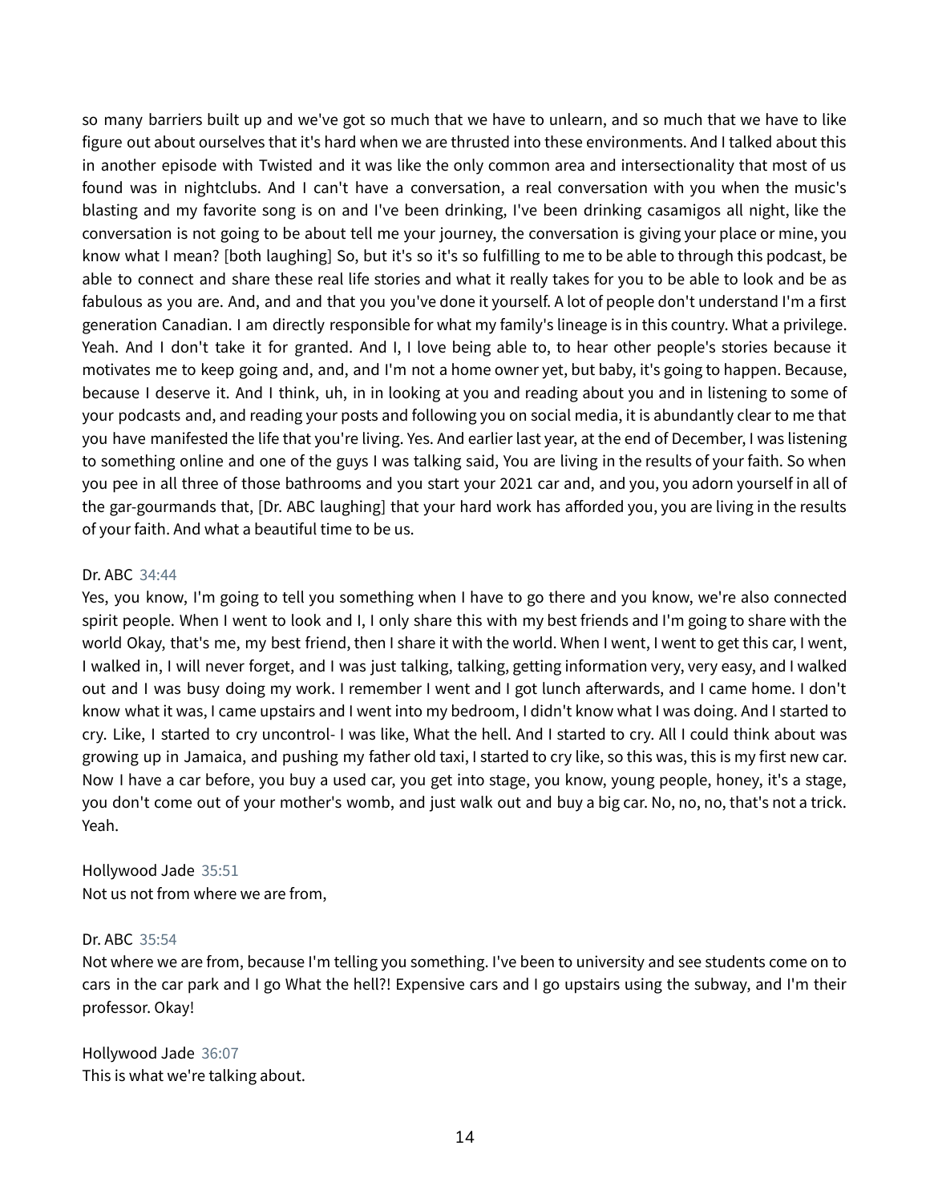so many barriers built up and we've got so much that we have to unlearn, and so much that we have to like figure out about ourselves that it's hard when we are thrusted into these environments. And I talked about this in another episode with Twisted and it was like the only common area and intersectionality that most of us found was in nightclubs. And I can't have a conversation, a real conversation with you when the music's blasting and my favorite song is on and I've been drinking, I've been drinking casamigos all night, like the conversation is not going to be about tell me your journey, the conversation is giving your place or mine, you know what I mean? [both laughing] So, but it's so it's so fulfilling to me to be able to through this podcast, be able to connect and share these real life stories and what it really takes for you to be able to look and be as fabulous as you are. And, and and that you you've done it yourself. A lot of people don't understand I'm a first generation Canadian. I am directly responsible for what my family's lineage is in this country. What a privilege. Yeah. And I don't take it for granted. And I, I love being able to, to hear other people's stories because it motivates me to keep going and, and, and I'm not a home owner yet, but baby, it's going to happen. Because, because I deserve it. And I think, uh, in in looking at you and reading about you and in listening to some of your podcasts and, and reading your posts and following you on social media, it is abundantly clear to me that you have manifested the life that you're living. Yes. And earlier last year, at the end of December, I was listening to something online and one of the guys I was talking said, You are living in the results of your faith. So when you pee in all three of those bathrooms and you start your 2021 car and, and you, you adorn yourself in all of the gar-gourmands that, [Dr. ABC laughing] that your hard work has afforded you, you are living in the results of your faith. And what a beautiful time to be us.

Dr. ABC 34:44
Yes, you know, I'm going to tell you something when I have to go there and you know, we're also connected spirit people. When I went to look and I, I only share this with my best friends and I'm going to share with the world Okay, that's me, my best friend, then I share it with the world. When I went, I went to get this car, I went, I walked in, I will never forget, and I was just talking, talking, getting information very, very easy, and I walked out and I was busy doing my work. I remember I went and I got lunch afterwards, and I came home. I don't know what it was, I came upstairs and I went into my bedroom, I didn't know what I was doing. And I started to cry. Like, I started to cry uncontrol- I was like, What the hell. And I started to cry. All I could think about was growing up in Jamaica, and pushing my father old taxi, I started to cry like, so this was, this is my first new car. Now I have a car before, you buy a used car, you get into stage, you know, young people, honey, it's a stage, you don't come out of your mother's womb, and just walk out and buy a big car. No, no, no, that's not a trick. Yeah.

Hollywood Jade 35:51
Not us not from where we are from,

Dr. ABC 35:54
Not where we are from, because I'm telling you something. I've been to university and see students come on to cars in the car park and I go What the hell?! Expensive cars and I go upstairs using the subway, and I'm their professor. Okay!

Hollywood Jade 36:07
This is what we're talking about.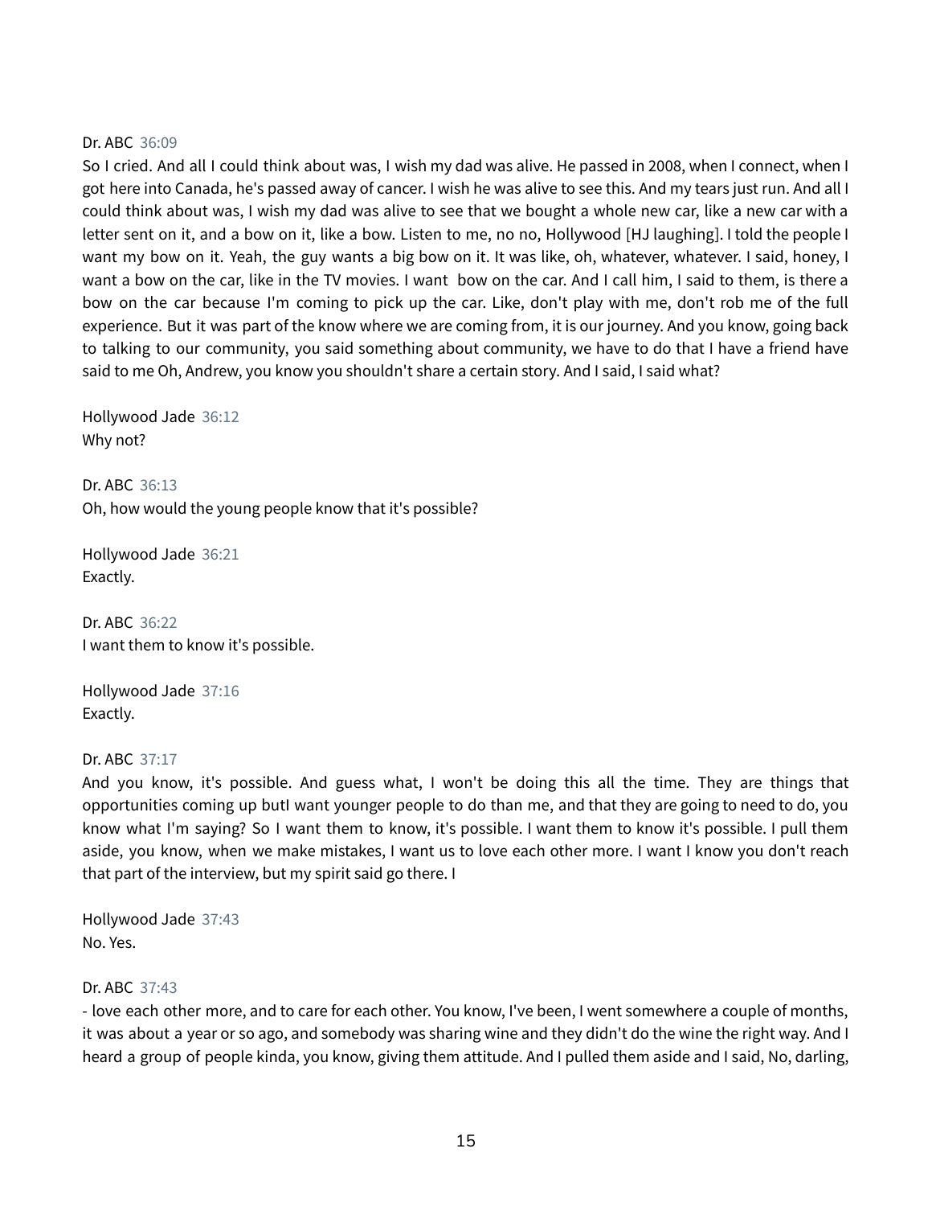Dr. ABC 36:09
So I cried. And all I could think about was, I wish my dad was alive. He passed in 2008, when I connect, when I got here into Canada, he's passed away of cancer. I wish he was alive to see this. And my tears just run. And all I could think about was, I wish my dad was alive to see that we bought a whole new car, like a new car with a letter sent on it, and a bow on it, like a bow. Listen to me, no no, Hollywood [HJ laughing]. I told the people I want my bow on it. Yeah, the guy wants a big bow on it. It was like, oh, whatever, whatever. I said, honey, I want a bow on the car, like in the TV movies. I want  bow on the car. And I call him, I said to them, is there a bow on the car because I'm coming to pick up the car. Like, don't play with me, don't rob me of the full experience. But it was part of the know where we are coming from, it is our journey. And you know, going back to talking to our community, you said something about community, we have to do that I have a friend have said to me Oh, Andrew, you know you shouldn't share a certain story. And I said, I said what?

Hollywood Jade 36:12
Why not?

Dr. ABC 36:13
Oh, how would the young people know that it's possible?

Hollywood Jade 36:21
Exactly.

Dr. ABC 36:22
I want them to know it's possible.

Hollywood Jade 37:16
Exactly.

Dr. ABC 37:17
And you know, it's possible. And guess what, I won't be doing this all the time. They are things that opportunities coming up butI want younger people to do than me, and that they are going to need to do, you know what I'm saying? So I want them to know, it's possible. I want them to know it's possible. I pull them aside, you know, when we make mistakes, I want us to love each other more. I want I know you don't reach that part of the interview, but my spirit said go there. I

Hollywood Jade 37:43
No. Yes.

Dr. ABC 37:43
- love each other more, and to care for each other. You know, I've been, I went somewhere a couple of months, it was about a year or so ago, and somebody was sharing wine and they didn't do the wine the right way. And I heard a group of people kinda, you know, giving them attitude. And I pulled them aside and I said, No, darling,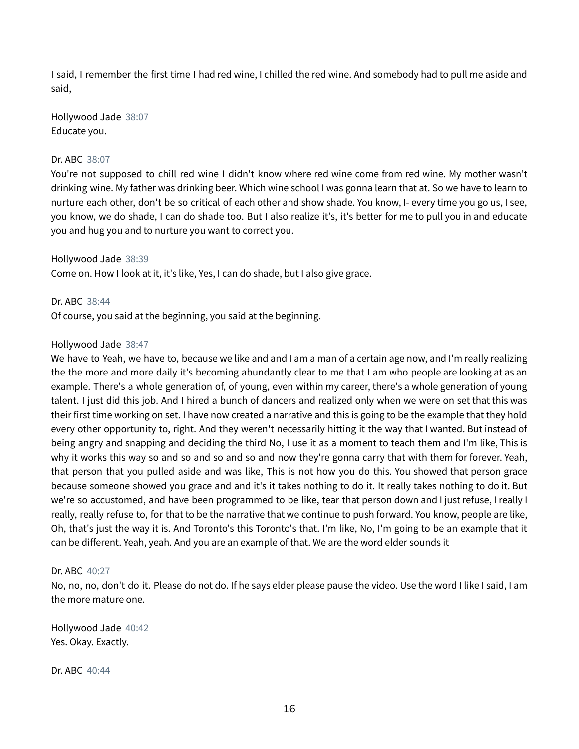I said, I remember the first time I had red wine, I chilled the red wine. And somebody had to pull me aside and said,

Hollywood Jade 38:07
Educate you.

Dr. ABC 38:07
You're not supposed to chill red wine I didn't know where red wine come from red wine. My mother wasn't drinking wine. My father was drinking beer. Which wine school I was gonna learn that at. So we have to learn to nurture each other, don't be so critical of each other and show shade. You know, I- every time you go us, I see, you know, we do shade, I can do shade too. But I also realize it's, it's better for me to pull you in and educate you and hug you and to nurture you want to correct you.

Hollywood Jade 38:39
Come on. How I look at it, it's like, Yes, I can do shade, but I also give grace.

Dr. ABC 38:44
Of course, you said at the beginning, you said at the beginning.

Hollywood Jade 38:47
We have to Yeah, we have to, because we like and and I am a man of a certain age now, and I'm really realizing the the more and more daily it's becoming abundantly clear to me that I am who people are looking at as an example. There's a whole generation of, of young, even within my career, there's a whole generation of young talent. I just did this job. And I hired a bunch of dancers and realized only when we were on set that this was their first time working on set. I have now created a narrative and this is going to be the example that they hold every other opportunity to, right. And they weren't necessarily hitting it the way that I wanted. But instead of being angry and snapping and deciding the third No, I use it as a moment to teach them and I'm like, This is why it works this way so and so and so and so and now they're gonna carry that with them for forever. Yeah, that person that you pulled aside and was like, This is not how you do this. You showed that person grace because someone showed you grace and and it's it takes nothing to do it. It really takes nothing to do it. But we're so accustomed, and have been programmed to be like, tear that person down and I just refuse, I really I really, really refuse to, for that to be the narrative that we continue to push forward. You know, people are like, Oh, that's just the way it is. And Toronto's this Toronto's that. I'm like, No, I'm going to be an example that it can be different. Yeah, yeah. And you are an example of that. We are the word elder sounds it

Dr. ABC 40:27
No, no, no, don't do it. Please do not do. If he says elder please pause the video. Use the word I like I said, I am the more mature one.

Hollywood Jade 40:42
Yes. Okay. Exactly.

Dr. ABC 40:44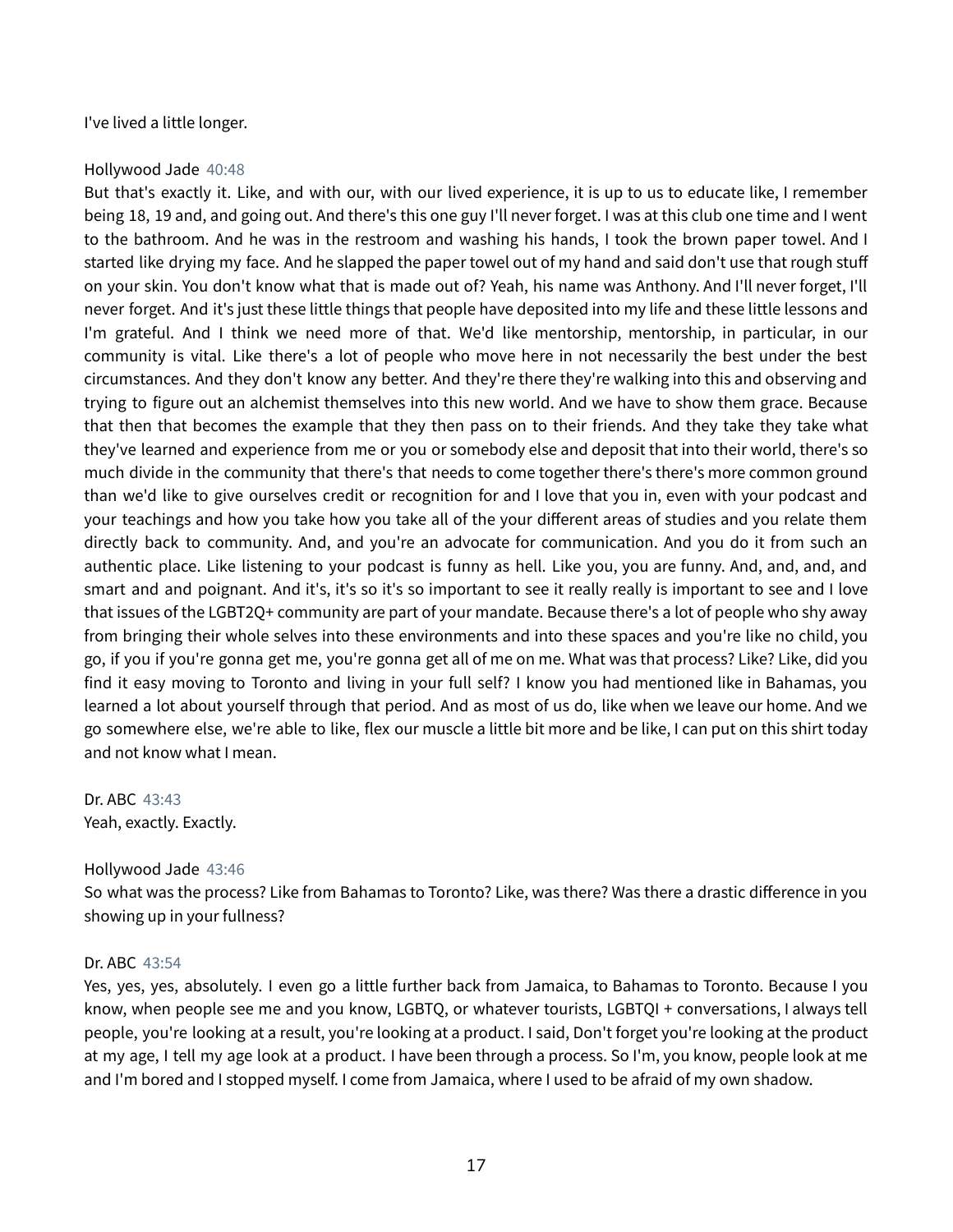I've lived a little longer.

Hollywood Jade 40:48
But that's exactly it. Like, and with our, with our lived experience, it is up to us to educate like, I remember being 18, 19 and, and going out. And there's this one guy I'll never forget. I was at this club one time and I went to the bathroom. And he was in the restroom and washing his hands, I took the brown paper towel. And I started like drying my face. And he slapped the paper towel out of my hand and said don't use that rough stuff on your skin. You don't know what that is made out of? Yeah, his name was Anthony. And I'll never forget, I'll never forget. And it's just these little things that people have deposited into my life and these little lessons and I'm grateful. And I think we need more of that. We'd like mentorship, mentorship, in particular, in our community is vital. Like there's a lot of people who move here in not necessarily the best under the best circumstances. And they don't know any better. And they're there they're walking into this and observing and trying to figure out an alchemist themselves into this new world. And we have to show them grace. Because that then that becomes the example that they then pass on to their friends. And they take they take what they've learned and experience from me or you or somebody else and deposit that into their world, there's so much divide in the community that there's that needs to come together there's there's more common ground than we'd like to give ourselves credit or recognition for and I love that you in, even with your podcast and your teachings and how you take how you take all of the your different areas of studies and you relate them directly back to community. And, and you're an advocate for communication. And you do it from such an authentic place. Like listening to your podcast is funny as hell. Like you, you are funny. And, and, and, and smart and and poignant. And it's, it's so it's so important to see it really really is important to see and I love that issues of the LGBT2Q+ community are part of your mandate. Because there's a lot of people who shy away from bringing their whole selves into these environments and into these spaces and you're like no child, you go, if you if you're gonna get me, you're gonna get all of me on me. What was that process? Like? Like, did you find it easy moving to Toronto and living in your full self? I know you had mentioned like in Bahamas, you learned a lot about yourself through that period. And as most of us do, like when we leave our home. And we go somewhere else, we're able to like, flex our muscle a little bit more and be like, I can put on this shirt today and not know what I mean.

Dr. ABC 43:43
Yeah, exactly. Exactly.

Hollywood Jade 43:46
So what was the process? Like from Bahamas to Toronto? Like, was there? Was there a drastic difference in you showing up in your fullness?

Dr. ABC 43:54
Yes, yes, yes, absolutely. I even go a little further back from Jamaica, to Bahamas to Toronto. Because I you know, when people see me and you know, LGBTQ, or whatever tourists, LGBTQI + conversations, I always tell people, you're looking at a result, you're looking at a product. I said, Don't forget you're looking at the product at my age, I tell my age look at a product. I have been through a process. So I'm, you know, people look at me and I'm bored and I stopped myself. I come from Jamaica, where I used to be afraid of my own shadow.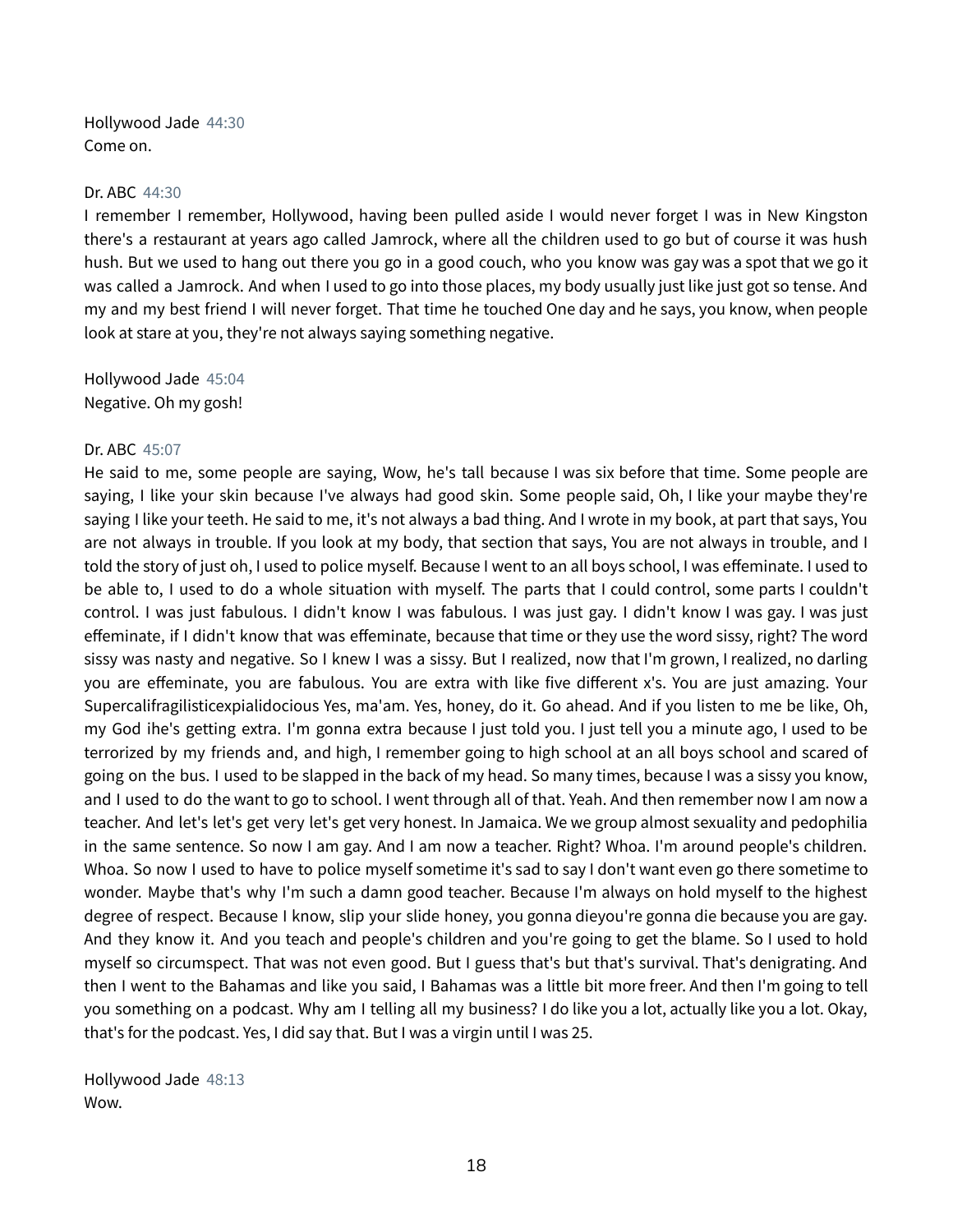Hollywood Jade 44:30
Come on.

Dr. ABC 44:30
I remember I remember, Hollywood, having been pulled aside I would never forget I was in New Kingston there's a restaurant at years ago called Jamrock, where all the children used to go but of course it was hush hush. But we used to hang out there you go in a good couch, who you know was gay was a spot that we go it was called a Jamrock. And when I used to go into those places, my body usually just like just got so tense. And my and my best friend I will never forget. That time he touched One day and he says, you know, when people look at stare at you, they're not always saying something negative.

Hollywood Jade 45:04
Negative. Oh my gosh!

Dr. ABC 45:07
He said to me, some people are saying, Wow, he's tall because I was six before that time. Some people are saying, I like your skin because I've always had good skin. Some people said, Oh, I like your maybe they're saying I like your teeth. He said to me, it's not always a bad thing. And I wrote in my book, at part that says, You are not always in trouble. If you look at my body, that section that says, You are not always in trouble, and I told the story of just oh, I used to police myself. Because I went to an all boys school, I was effeminate. I used to be able to, I used to do a whole situation with myself. The parts that I could control, some parts I couldn't control. I was just fabulous. I didn't know I was fabulous. I was just gay. I didn't know I was gay. I was just effeminate, if I didn't know that was effeminate, because that time or they use the word sissy, right? The word sissy was nasty and negative. So I knew I was a sissy. But I realized, now that I'm grown, I realized, no darling you are effeminate, you are fabulous. You are extra with like five different x's. You are just amazing. Your Supercalifragilisticexpialidocious Yes, ma'am. Yes, honey, do it. Go ahead. And if you listen to me be like, Oh, my God ihe's getting extra. I'm gonna extra because I just told you. I just tell you a minute ago, I used to be terrorized by my friends and, and high, I remember going to high school at an all boys school and scared of going on the bus. I used to be slapped in the back of my head. So many times, because I was a sissy you know, and I used to do the want to go to school. I went through all of that. Yeah. And then remember now I am now a teacher. And let's let's get very let's get very honest. In Jamaica. We we group almost sexuality and pedophilia in the same sentence. So now I am gay. And I am now a teacher. Right? Whoa. I'm around people's children. Whoa. So now I used to have to police myself sometime it's sad to say I don't want even go there sometime to wonder. Maybe that's why I'm such a damn good teacher. Because I'm always on hold myself to the highest degree of respect. Because I know, slip your slide honey, you gonna dieyou're gonna die because you are gay. And they know it. And you teach and people's children and you're going to get the blame. So I used to hold myself so circumspect. That was not even good. But I guess that's but that's survival. That's denigrating. And then I went to the Bahamas and like you said, I Bahamas was a little bit more freer. And then I'm going to tell you something on a podcast. Why am I telling all my business? I do like you a lot, actually like you a lot. Okay, that's for the podcast. Yes, I did say that. But I was a virgin until I was 25.

Hollywood Jade 48:13
Wow.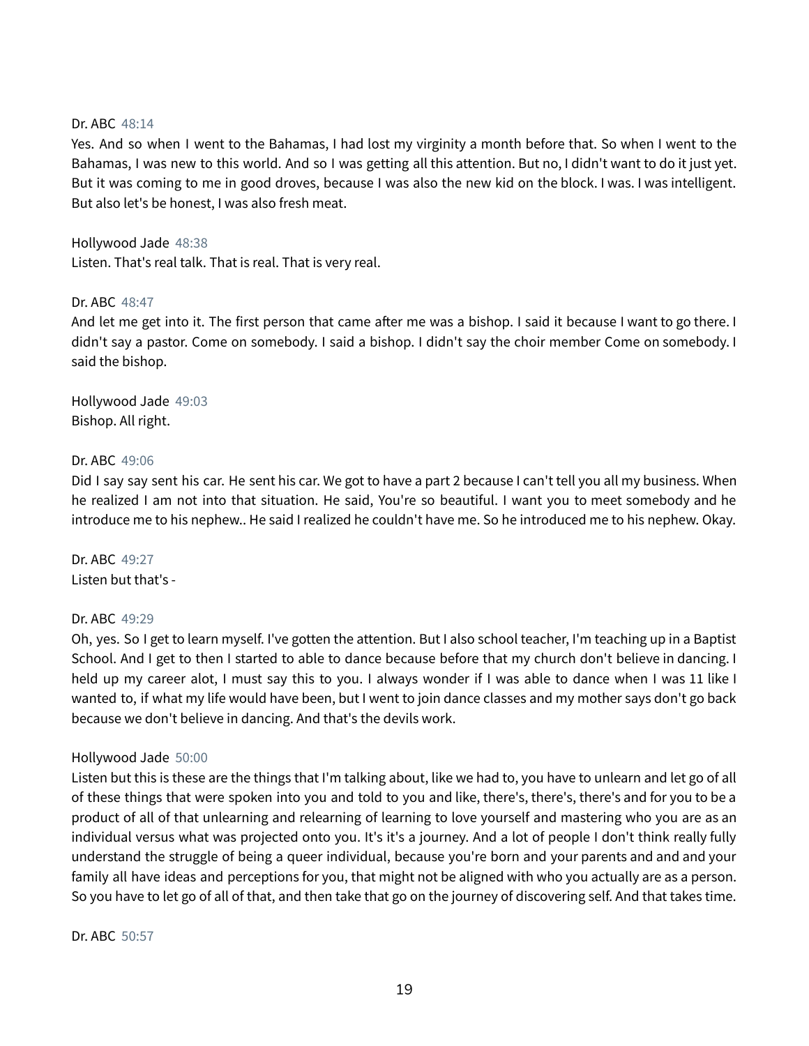Dr. ABC 48:14

Yes. And so when I went to the Bahamas, I had lost my virginity a month before that. So when I went to the Bahamas, I was new to this world. And so I was getting all this attention. But no, I didn't want to do it just yet. But it was coming to me in good droves, because I was also the new kid on the block. I was. I was intelligent. But also let's be honest, I was also fresh meat.

Hollywood Jade 48:38

Listen. That's real talk. That is real. That is very real.

Dr. ABC 48:47

And let me get into it. The first person that came after me was a bishop. I said it because I want to go there. I didn't say a pastor. Come on somebody. I said a bishop. I didn't say the choir member Come on somebody. I said the bishop.

Hollywood Jade 49:03

Bishop. All right.

Dr. ABC 49:06

Did I say say sent his car. He sent his car. We got to have a part 2 because I can't tell you all my business. When he realized I am not into that situation. He said, You're so beautiful. I want you to meet somebody and he introduce me to his nephew.. He said I realized he couldn't have me. So he introduced me to his nephew. Okay.

Dr. ABC 49:27

Listen but that's -

Dr. ABC 49:29

Oh, yes. So I get to learn myself. I've gotten the attention. But I also school teacher, I'm teaching up in a Baptist School. And I get to then I started to able to dance because before that my church don't believe in dancing. I held up my career alot, I must say this to you. I always wonder if I was able to dance when I was 11 like I wanted to, if what my life would have been, but I went to join dance classes and my mother says don't go back because we don't believe in dancing. And that's the devils work.

Hollywood Jade 50:00

Listen but this is these are the things that I'm talking about, like we had to, you have to unlearn and let go of all of these things that were spoken into you and told to you and like, there's, there's, there's and for you to be a product of all of that unlearning and relearning of learning to love yourself and mastering who you are as an individual versus what was projected onto you. It's it's a journey. And a lot of people I don't think really fully understand the struggle of being a queer individual, because you're born and your parents and and and your family all have ideas and perceptions for you, that might not be aligned with who you actually are as a person. So you have to let go of all of that, and then take that go on the journey of discovering self. And that takes time.

Dr. ABC 50:57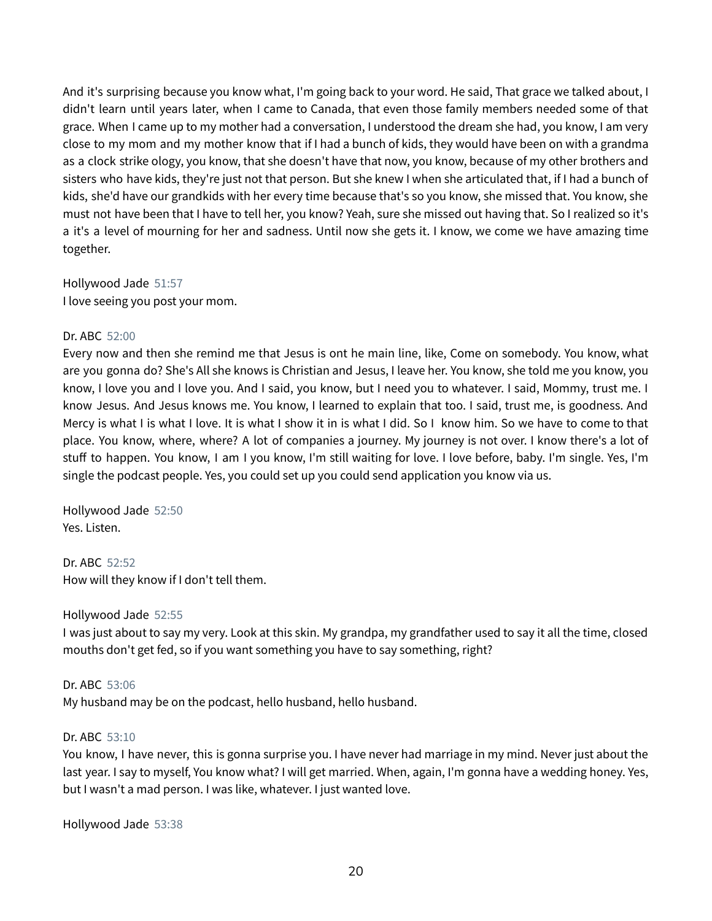And it's surprising because you know what, I'm going back to your word. He said, That grace we talked about, I didn't learn until years later, when I came to Canada, that even those family members needed some of that grace. When I came up to my mother had a conversation, I understood the dream she had, you know, I am very close to my mom and my mother know that if I had a bunch of kids, they would have been on with a grandma as a clock strike ology, you know, that she doesn't have that now, you know, because of my other brothers and sisters who have kids, they're just not that person. But she knew I when she articulated that, if I had a bunch of kids, she'd have our grandkids with her every time because that's so you know, she missed that. You know, she must not have been that I have to tell her, you know? Yeah, sure she missed out having that. So I realized so it's a it's a level of mourning for her and sadness. Until now she gets it. I know, we come we have amazing time together.

Hollywood Jade 51:57
I love seeing you post your mom.

Dr. ABC 52:00
Every now and then she remind me that Jesus is ont he main line, like, Come on somebody. You know, what are you gonna do? She's All she knows is Christian and Jesus, I leave her. You know, she told me you know, you know, I love you and I love you. And I said, you know, but I need you to whatever. I said, Mommy, trust me. I know Jesus. And Jesus knows me. You know, I learned to explain that too. I said, trust me, is goodness. And Mercy is what I is what I love. It is what I show it in is what I did. So I know him. So we have to come to that place. You know, where, where? A lot of companies a journey. My journey is not over. I know there's a lot of stuff to happen. You know, I am I you know, I'm still waiting for love. I love before, baby. I'm single. Yes, I'm single the podcast people. Yes, you could set up you could send application you know via us.

Hollywood Jade 52:50
Yes. Listen.

Dr. ABC 52:52
How will they know if I don't tell them.

Hollywood Jade 52:55
I was just about to say my very. Look at this skin. My grandpa, my grandfather used to say it all the time, closed mouths don't get fed, so if you want something you have to say something, right?

Dr. ABC 53:06
My husband may be on the podcast, hello husband, hello husband.

Dr. ABC 53:10
You know, I have never, this is gonna surprise you. I have never had marriage in my mind. Never just about the last year. I say to myself, You know what? I will get married. When, again, I'm gonna have a wedding honey. Yes, but I wasn't a mad person. I was like, whatever. I just wanted love.

Hollywood Jade 53:38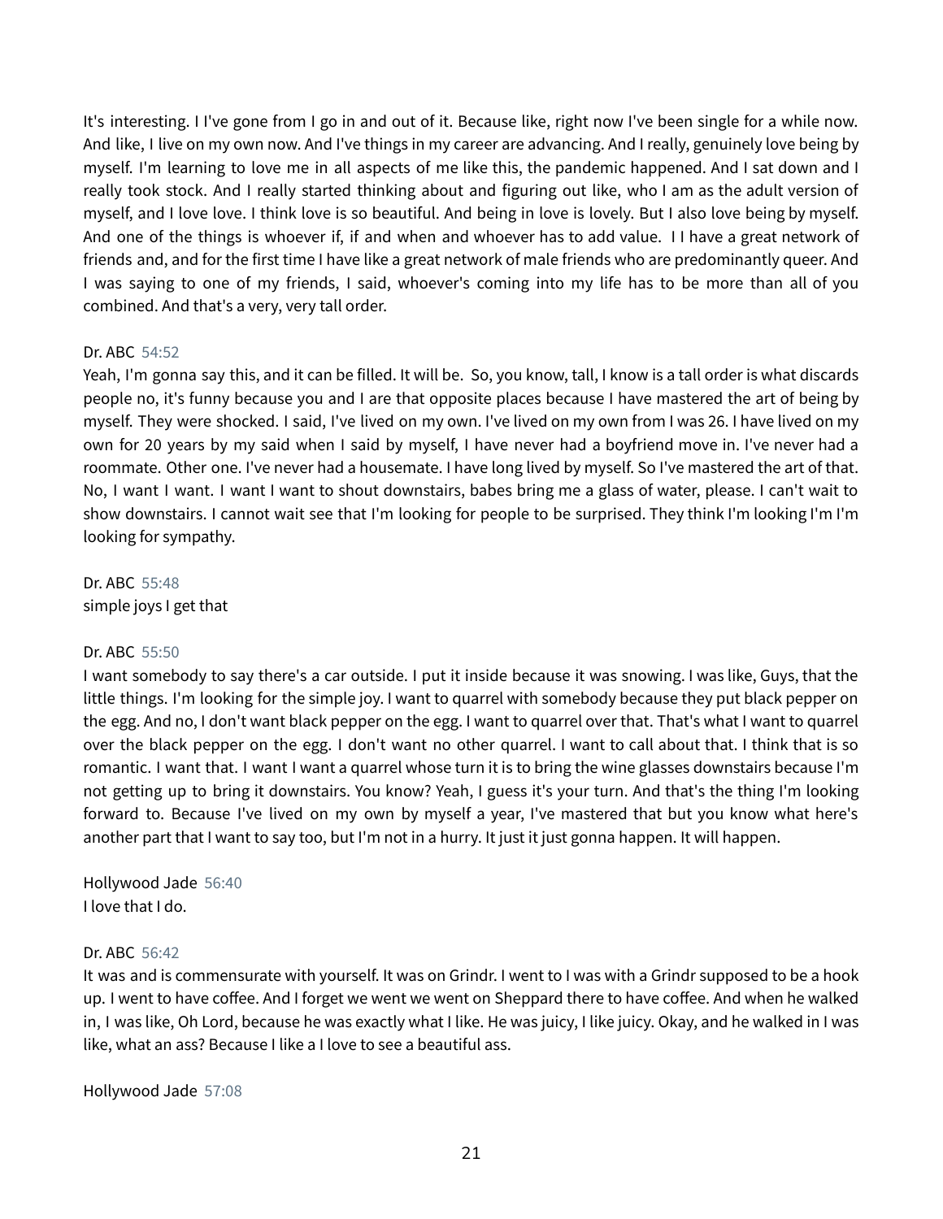It's interesting. I I've gone from I go in and out of it. Because like, right now I've been single for a while now. And like, I live on my own now. And I've things in my career are advancing. And I really, genuinely love being by myself. I'm learning to love me in all aspects of me like this, the pandemic happened. And I sat down and I really took stock. And I really started thinking about and figuring out like, who I am as the adult version of myself, and I love love. I think love is so beautiful. And being in love is lovely. But I also love being by myself. And one of the things is whoever if, if and when and whoever has to add value.  I I have a great network of friends and, and for the first time I have like a great network of male friends who are predominantly queer. And I was saying to one of my friends, I said, whoever's coming into my life has to be more than all of you combined. And that's a very, very tall order.

Dr. ABC 54:52
Yeah, I'm gonna say this, and it can be filled. It will be.  So, you know, tall, I know is a tall order is what discards people no, it's funny because you and I are that opposite places because I have mastered the art of being by myself. They were shocked. I said, I've lived on my own. I've lived on my own from I was 26. I have lived on my own for 20 years by my said when I said by myself, I have never had a boyfriend move in. I've never had a roommate. Other one. I've never had a housemate. I have long lived by myself. So I've mastered the art of that. No, I want I want. I want I want to shout downstairs, babes bring me a glass of water, please. I can't wait to show downstairs. I cannot wait see that I'm looking for people to be surprised. They think I'm looking I'm I'm looking for sympathy.

Dr. ABC 55:48
simple joys I get that

Dr. ABC 55:50
I want somebody to say there's a car outside. I put it inside because it was snowing. I was like, Guys, that the little things. I'm looking for the simple joy. I want to quarrel with somebody because they put black pepper on the egg. And no, I don't want black pepper on the egg. I want to quarrel over that. That's what I want to quarrel over the black pepper on the egg. I don't want no other quarrel. I want to call about that. I think that is so romantic. I want that. I want I want a quarrel whose turn it is to bring the wine glasses downstairs because I'm not getting up to bring it downstairs. You know? Yeah, I guess it's your turn. And that's the thing I'm looking forward to. Because I've lived on my own by myself a year, I've mastered that but you know what here's another part that I want to say too, but I'm not in a hurry. It just it just gonna happen. It will happen.

Hollywood Jade 56:40
I love that I do.

Dr. ABC 56:42
It was and is commensurate with yourself. It was on Grindr. I went to I was with a Grindr supposed to be a hook up. I went to have coffee. And I forget we went we went on Sheppard there to have coffee. And when he walked in, I was like, Oh Lord, because he was exactly what I like. He was juicy, I like juicy. Okay, and he walked in I was like, what an ass? Because I like a I love to see a beautiful ass.

Hollywood Jade 57:08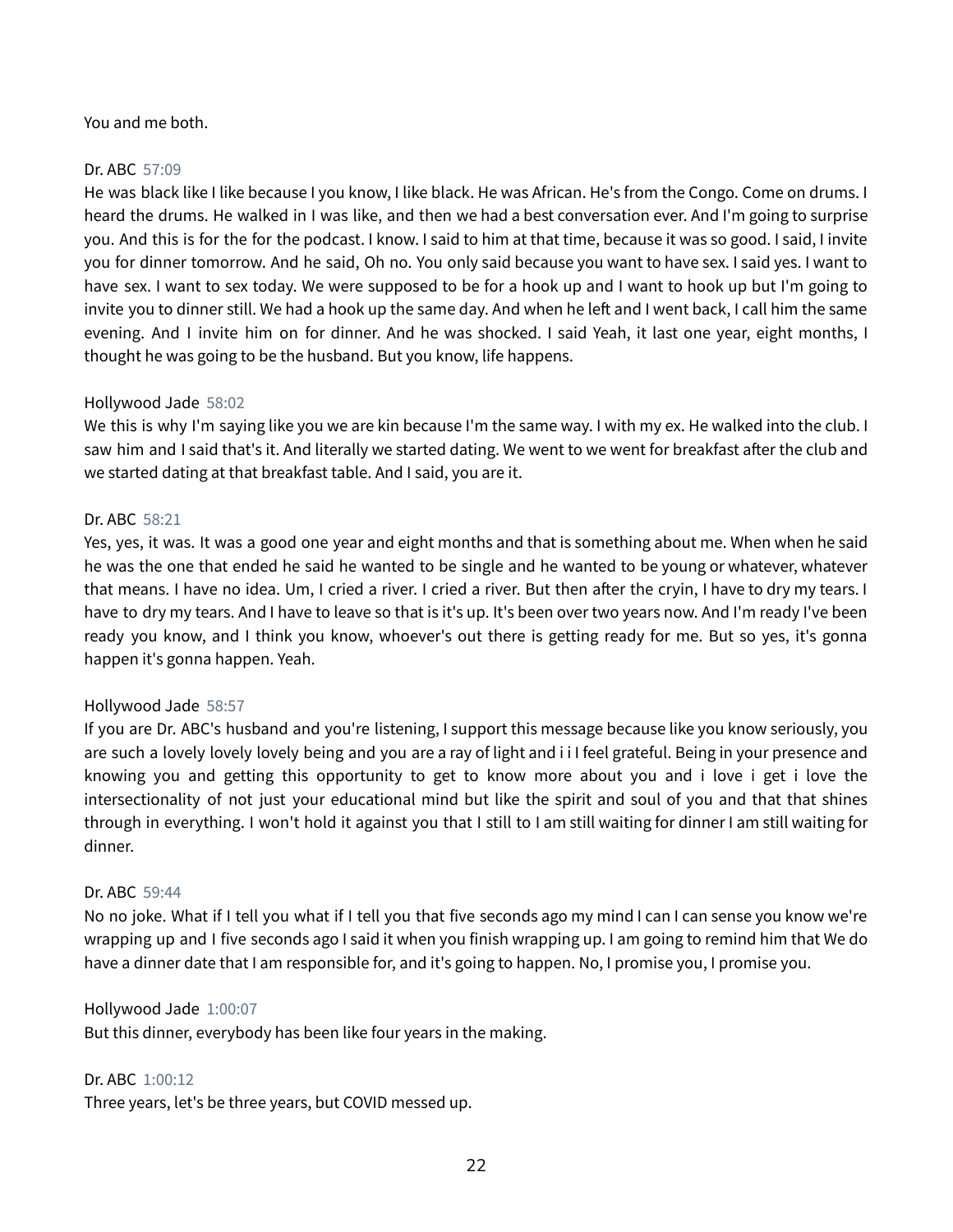You and me both.

Dr. ABC 57:09
He was black like I like because I you know, I like black. He was African. He's from the Congo. Come on drums. I heard the drums. He walked in I was like, and then we had a best conversation ever. And I'm going to surprise you. And this is for the for the podcast. I know. I said to him at that time, because it was so good. I said, I invite you for dinner tomorrow. And he said, Oh no. You only said because you want to have sex. I said yes. I want to have sex. I want to sex today. We were supposed to be for a hook up and I want to hook up but I'm going to invite you to dinner still. We had a hook up the same day. And when he left and I went back, I call him the same evening. And I invite him on for dinner. And he was shocked. I said Yeah, it last one year, eight months, I thought he was going to be the husband. But you know, life happens.

Hollywood Jade 58:02
We this is why I'm saying like you we are kin because I'm the same way. I with my ex. He walked into the club. I saw him and I said that's it. And literally we started dating. We went to we went for breakfast after the club and we started dating at that breakfast table. And I said, you are it.

Dr. ABC 58:21
Yes, yes, it was. It was a good one year and eight months and that is something about me. When when he said he was the one that ended he said he wanted to be single and he wanted to be young or whatever, whatever that means. I have no idea. Um, I cried a river. I cried a river. But then after the cryin, I have to dry my tears. I have to dry my tears. And I have to leave so that is it's up. It's been over two years now. And I'm ready I've been ready you know, and I think you know, whoever's out there is getting ready for me. But so yes, it's gonna happen it's gonna happen. Yeah.

Hollywood Jade 58:57
If you are Dr. ABC's husband and you're listening, I support this message because like you know seriously, you are such a lovely lovely lovely being and you are a ray of light and i i I feel grateful. Being in your presence and knowing you and getting this opportunity to get to know more about you and i love i get i love the intersectionality of not just your educational mind but like the spirit and soul of you and that that shines through in everything. I won't hold it against you that I still to I am still waiting for dinner I am still waiting for dinner.

Dr. ABC 59:44
No no joke. What if I tell you what if I tell you that five seconds ago my mind I can I can sense you know we're wrapping up and I five seconds ago I said it when you finish wrapping up. I am going to remind him that We do have a dinner date that I am responsible for, and it's going to happen. No, I promise you, I promise you.

Hollywood Jade 1:00:07
But this dinner, everybody has been like four years in the making.

Dr. ABC 1:00:12
Three years, let's be three years, but COVID messed up.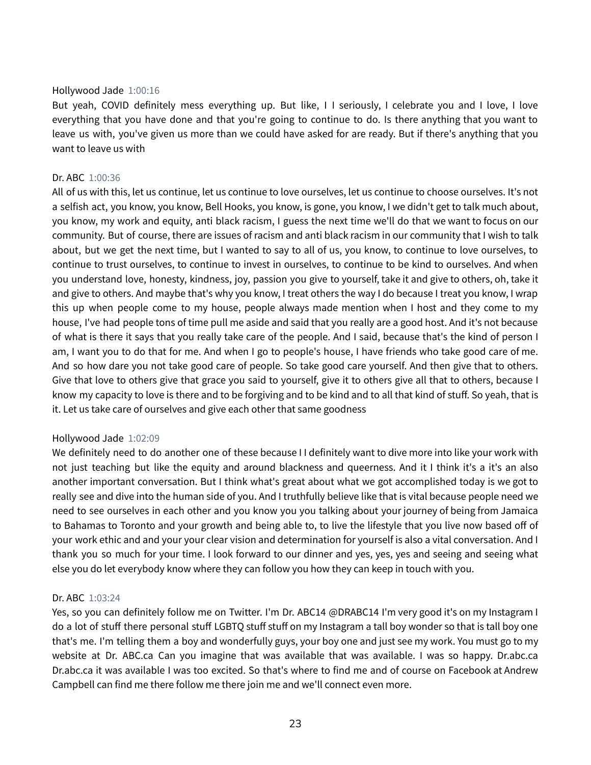Hollywood Jade 1:00:16

But yeah, COVID definitely mess everything up. But like, I I seriously, I celebrate you and I love, I love everything that you have done and that you're going to continue to do. Is there anything that you want to leave us with, you've given us more than we could have asked for are ready. But if there's anything that you want to leave us with

Dr. ABC 1:00:36

All of us with this, let us continue, let us continue to love ourselves, let us continue to choose ourselves. It's not a selfish act, you know, you know, Bell Hooks, you know, is gone, you know, I we didn't get to talk much about, you know, my work and equity, anti black racism, I guess the next time we'll do that we want to focus on our community. But of course, there are issues of racism and anti black racism in our community that I wish to talk about, but we get the next time, but I wanted to say to all of us, you know, to continue to love ourselves, to continue to trust ourselves, to continue to invest in ourselves, to continue to be kind to ourselves. And when you understand love, honesty, kindness, joy, passion you give to yourself, take it and give to others, oh, take it and give to others. And maybe that's why you know, I treat others the way I do because I treat you know, I wrap this up when people come to my house, people always made mention when I host and they come to my house, I've had people tons of time pull me aside and said that you really are a good host. And it's not because of what is there it says that you really take care of the people. And I said, because that's the kind of person I am, I want you to do that for me. And when I go to people's house, I have friends who take good care of me. And so how dare you not take good care of people. So take good care yourself. And then give that to others. Give that love to others give that grace you said to yourself, give it to others give all that to others, because I know my capacity to love is there and to be forgiving and to be kind and to all that kind of stuff. So yeah, that is it. Let us take care of ourselves and give each other that same goodness

Hollywood Jade 1:02:09

We definitely need to do another one of these because I I definitely want to dive more into like your work with not just teaching but like the equity and around blackness and queerness. And it I think it's a it's an also another important conversation. But I think what's great about what we got accomplished today is we got to really see and dive into the human side of you. And I truthfully believe like that is vital because people need we need to see ourselves in each other and you know you you talking about your journey of being from Jamaica to Bahamas to Toronto and your growth and being able to, to live the lifestyle that you live now based off of your work ethic and and your your clear vision and determination for yourself is also a vital conversation. And I thank you so much for your time. I look forward to our dinner and yes, yes, yes and seeing and seeing what else you do let everybody know where they can follow you how they can keep in touch with you.

Dr. ABC 1:03:24

Yes, so you can definitely follow me on Twitter. I'm Dr. ABC14 @DRABC14 I'm very good it's on my Instagram I do a lot of stuff there personal stuff LGBTQ stuff stuff on my Instagram a tall boy wonder so that is tall boy one that's me. I'm telling them a boy and wonderfully guys, your boy one and just see my work. You must go to my website at Dr. ABC.ca Can you imagine that was available that was available. I was so happy. Dr.abc.ca Dr.abc.ca it was available I was too excited. So that's where to find me and of course on Facebook at Andrew Campbell can find me there follow me there join me and we'll connect even more.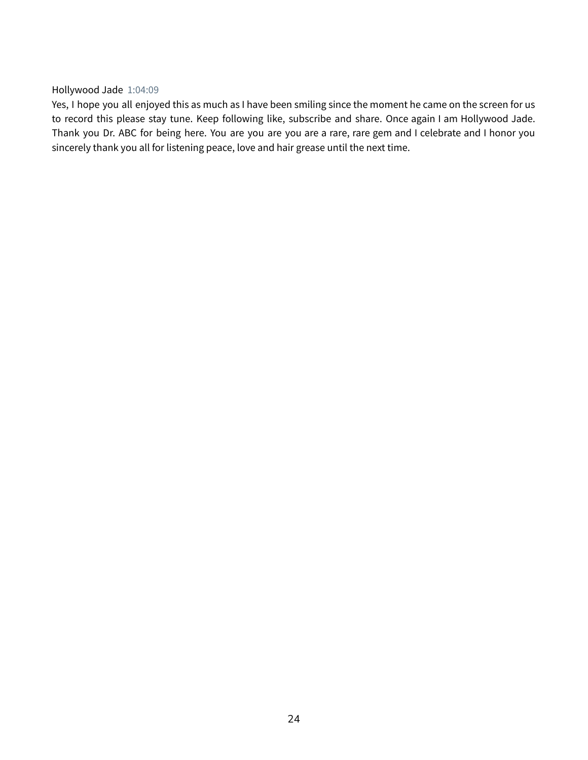Hollywood Jade 1:04:09

Yes, I hope you all enjoyed this as much as I have been smiling since the moment he came on the screen for us to record this please stay tune. Keep following like, subscribe and share. Once again I am Hollywood Jade. Thank you Dr. ABC for being here. You are you are you are a rare, rare gem and I celebrate and I honor you sincerely thank you all for listening peace, love and hair grease until the next time.